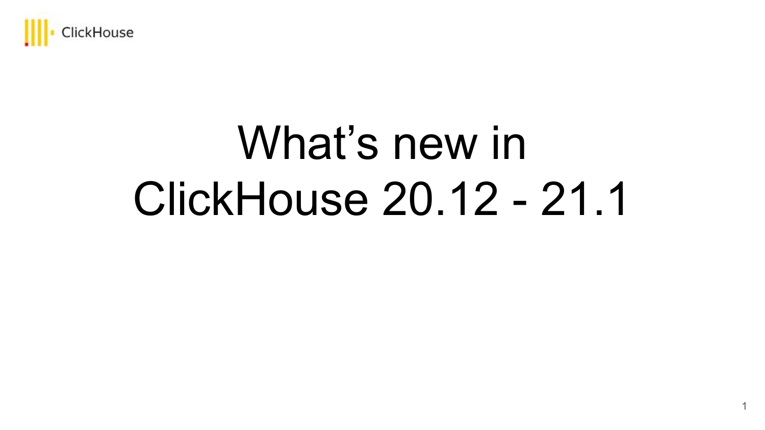ClickHouse

# What's new in ClickHouse 20.12 - 21.1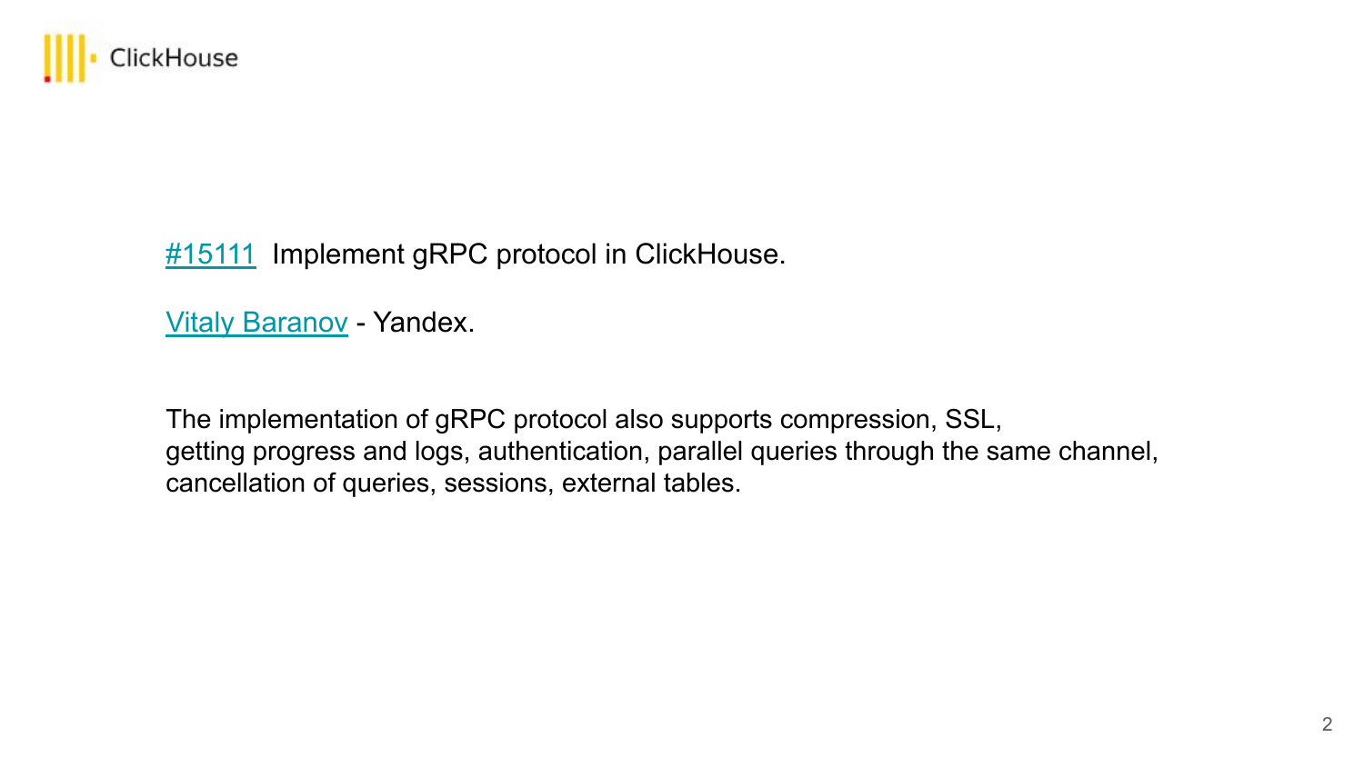#15111 Implement gRPC protocol in ClickHouse.

Vitaly Baranov - Yandex.

The implementation of gRPC protocol also supports compression, SSL, getting progress and logs, authentication, parallel queries through the same channel, cancellation of queries, sessions, external tables.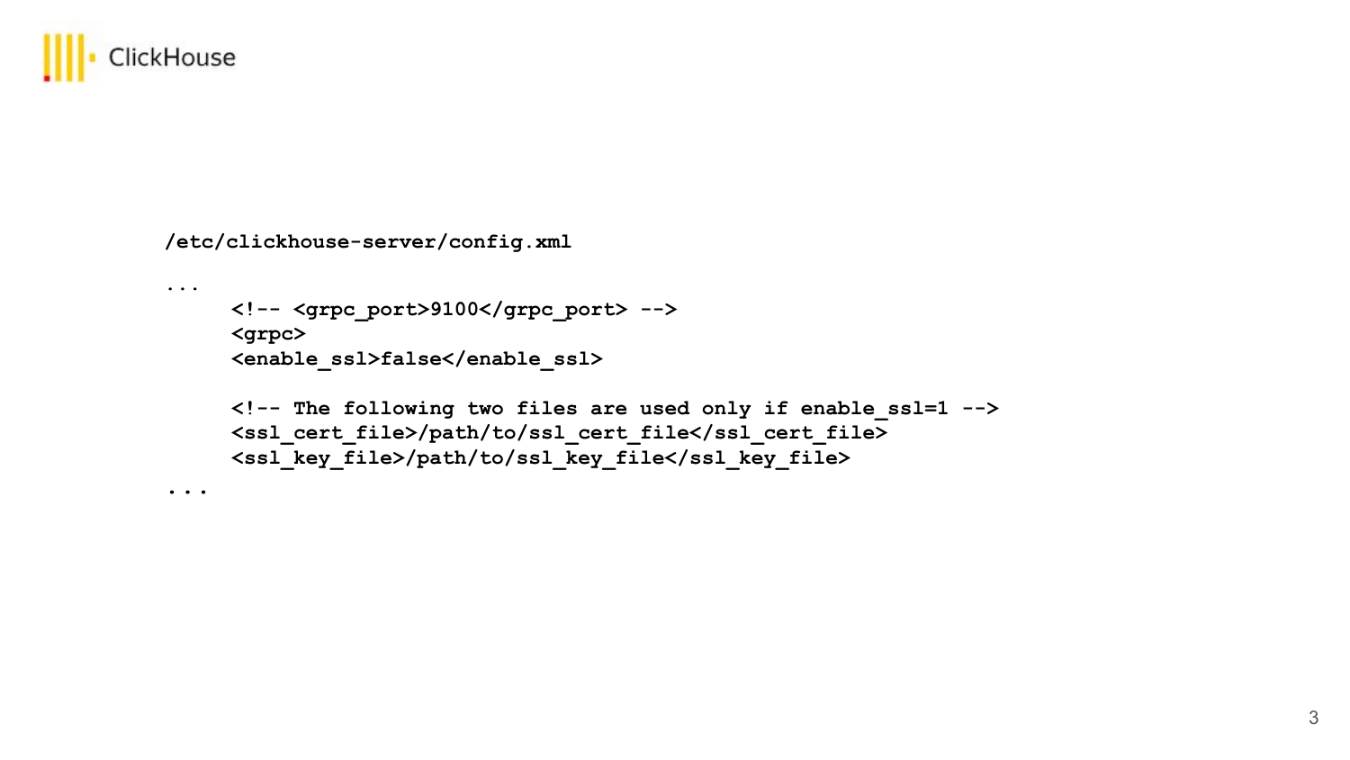**/etc/clickhouse-server/config.xml**

```
...
     <!-- <grpc_port>9100</grpc_port> -->
     <grpc>
     <enable_ssl>false</enable_ssl>

     <!-- The following two files are used only if enable_ssl=1 -->
     <ssl_cert_file>/path/to/ssl_cert_file</ssl_cert_file>
     <ssl_key_file>/path/to/ssl_key_file</ssl_key_file>
...
```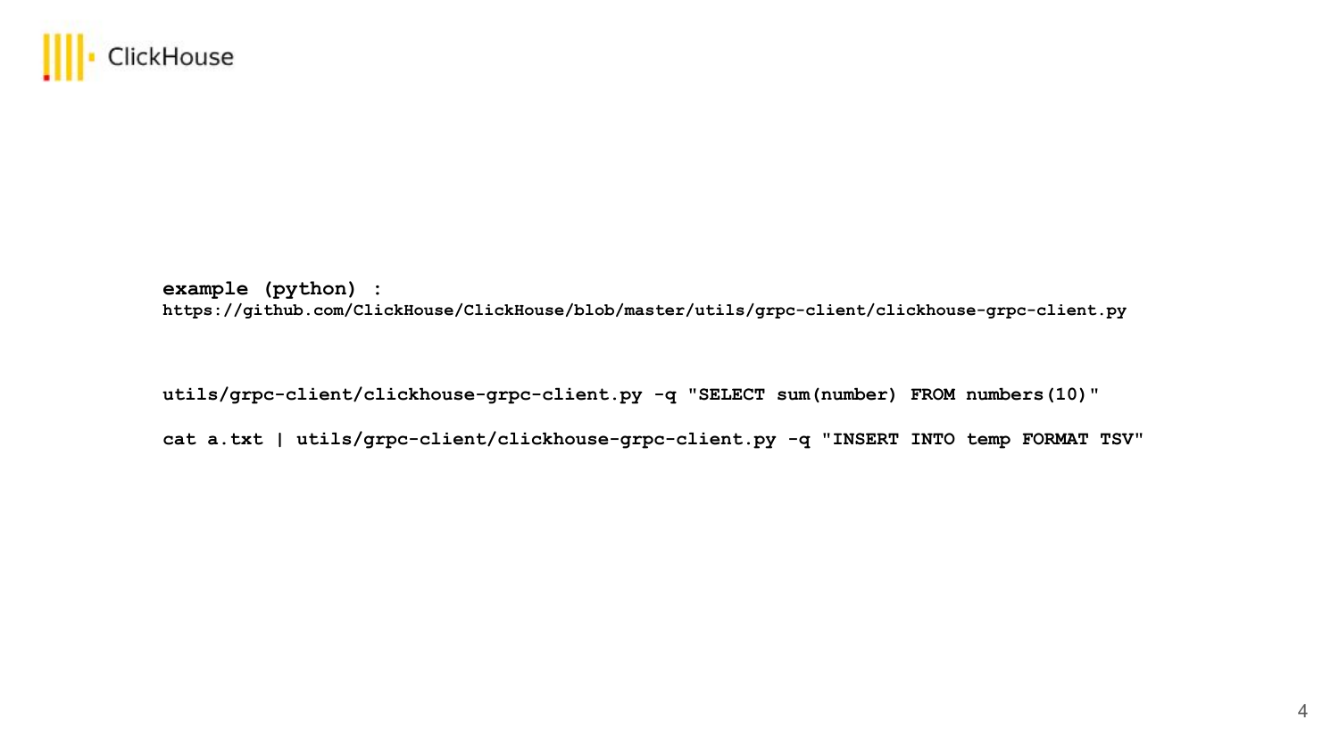**example (python) :**
https://github.com/ClickHouse/ClickHouse/blob/master/utils/grpc-client/clickhouse-grpc-client.py

```
utils/grpc-client/clickhouse-grpc-client.py -q "SELECT sum(number) FROM numbers(10)"

cat a.txt | utils/grpc-client/clickhouse-grpc-client.py -q "INSERT INTO temp FORMAT TSV"
```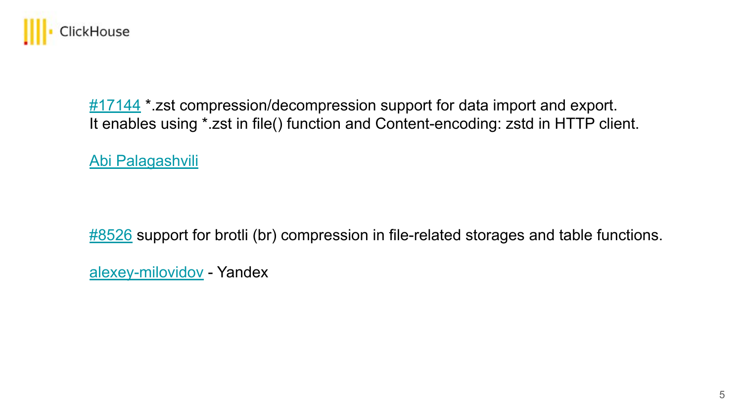#17144 *.zst compression/decompression support for data import and export.
It enables using *.zst in file() function and Content-encoding: zstd in HTTP client.

Abi Palagashvili

#8526 support for brotli (br) compression in file-related storages and table functions.

alexey-milovidov - Yandex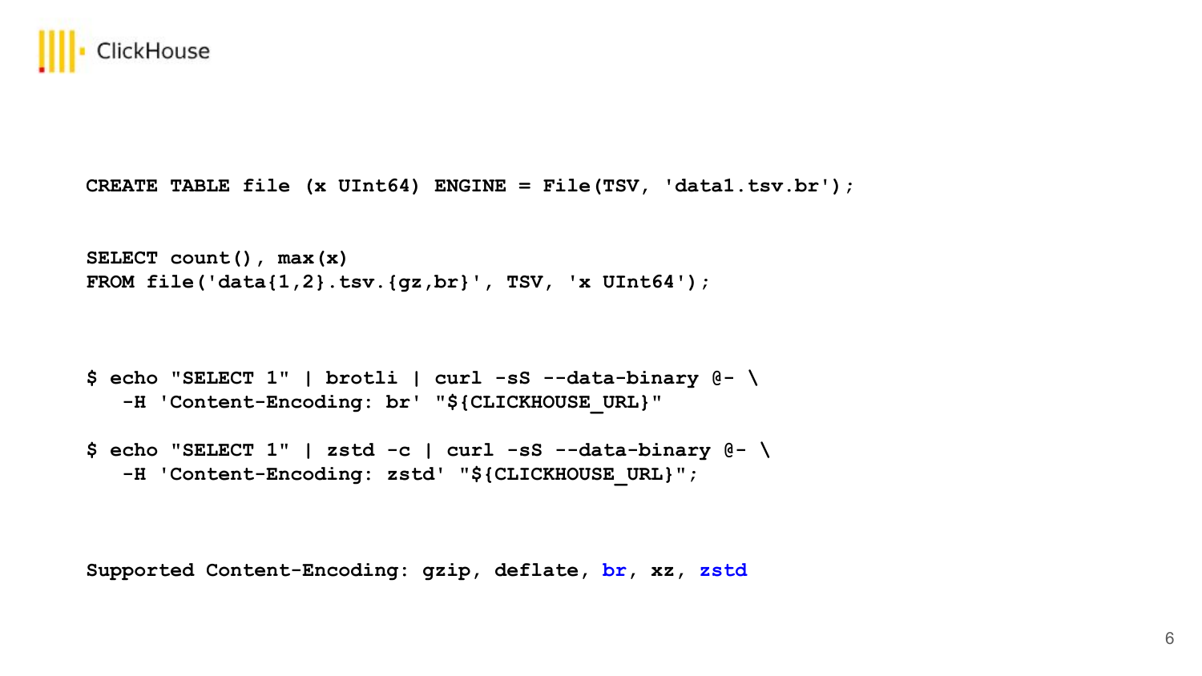```
CREATE TABLE file (x UInt64) ENGINE = File(TSV, 'data1.tsv.br');
```

```
SELECT count(), max(x)
FROM file('data{1,2}.tsv.{gz,br}', TSV, 'x UInt64');
```

```
$ echo "SELECT 1" | brotli | curl -sS --data-binary @- \
   -H 'Content-Encoding: br' "${CLICKHOUSE_URL}"

$ echo "SELECT 1" | zstd -c | curl -sS --data-binary @- \
   -H 'Content-Encoding: zstd' "${CLICKHOUSE_URL}";
```

**Supported Content-Encoding: gzip, deflate, br, xz, zstd**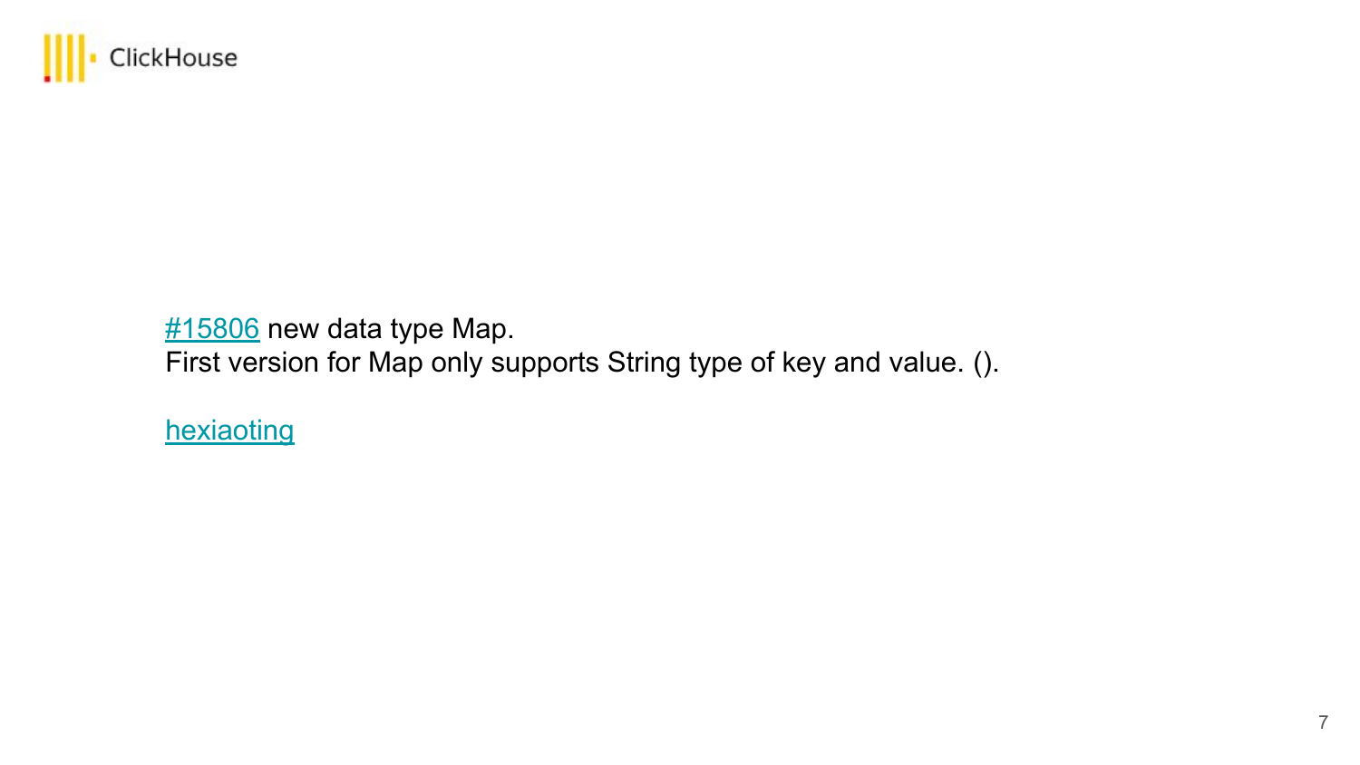#15806 new data type Map.
First version for Map only supports String type of key and value. ().

hexiaoting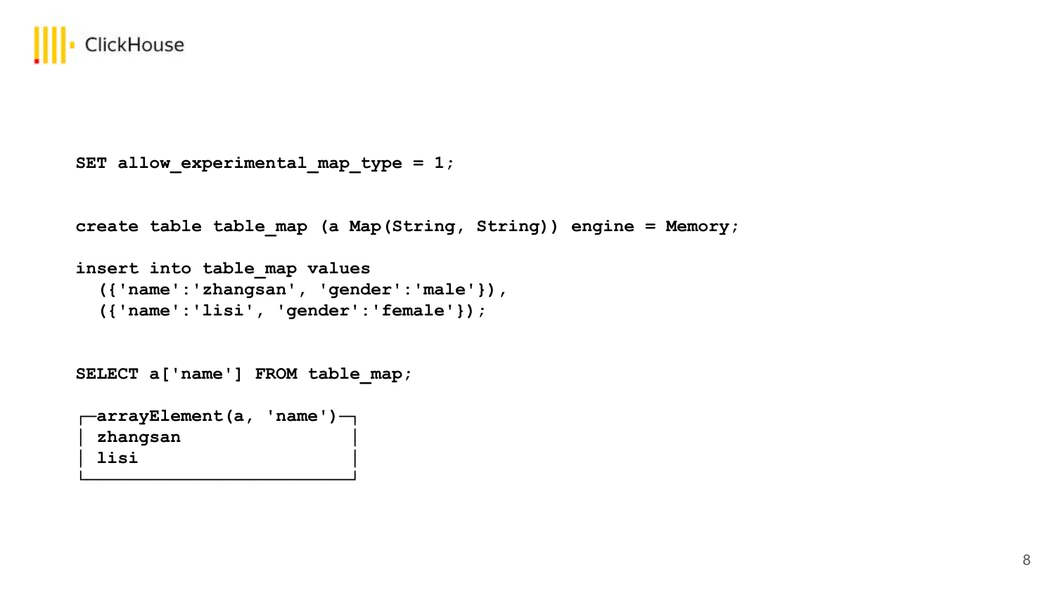```
SET allow_experimental_map_type = 1;

create table table_map (a Map(String, String)) engine = Memory;

insert into table_map values
  ({'name':'zhangsan', 'gender':'male'}),
  ({'name':'lisi', 'gender':'female'});

SELECT a['name'] FROM table_map;

┌─arrayElement(a, 'name')─┐
│ zhangsan                │
│ lisi                    │
└─────────────────────────┘
```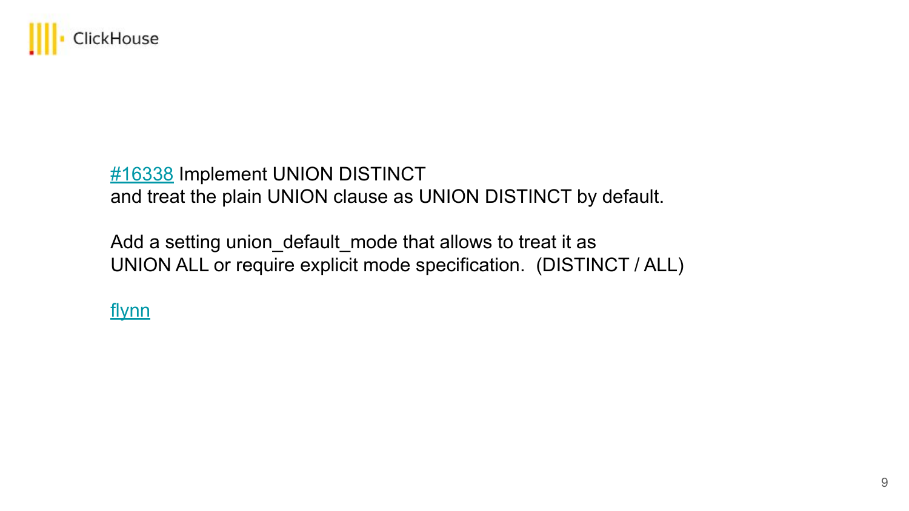#16338 Implement UNION DISTINCT
and treat the plain UNION clause as UNION DISTINCT by default.

Add a setting union_default_mode that allows to treat it as
UNION ALL or require explicit mode specification.  (DISTINCT / ALL)

flynn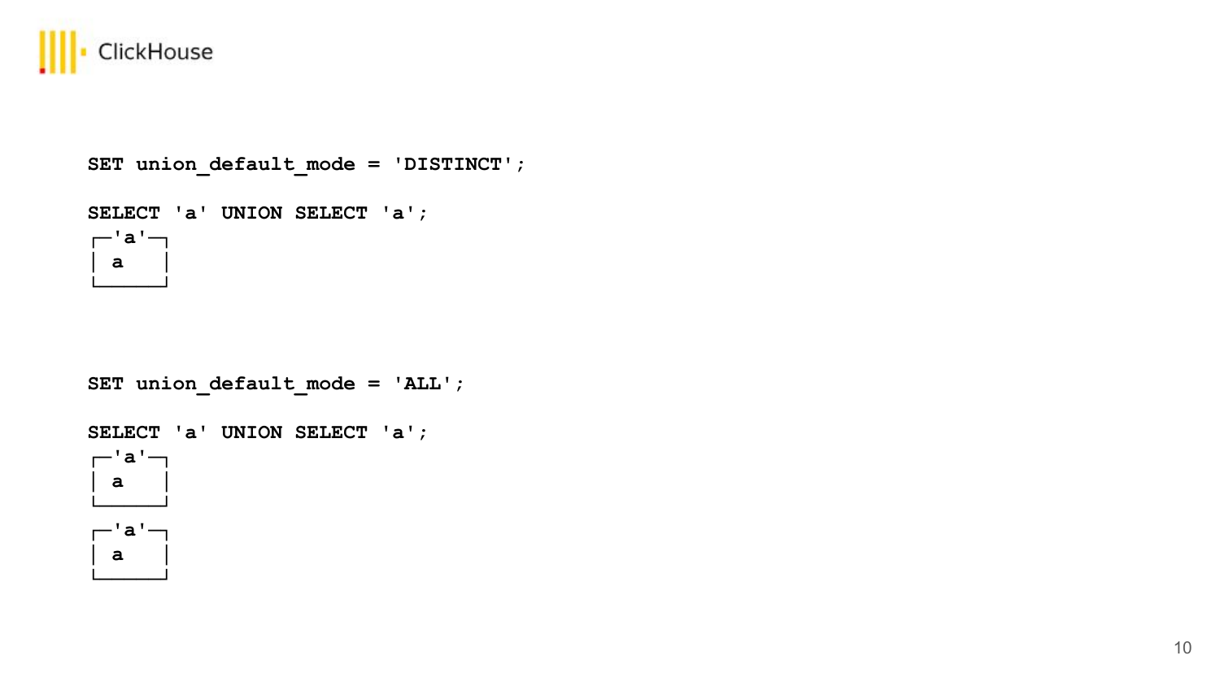```
SET union_default_mode = 'DISTINCT';

SELECT 'a' UNION SELECT 'a';
┌─'a'─┐
│ a   │
└─────┘
```

```
SET union_default_mode = 'ALL';

SELECT 'a' UNION SELECT 'a';
┌─'a'─┐
│ a   │
└─────┘
┌─'a'─┐
│ a   │
└─────┘
```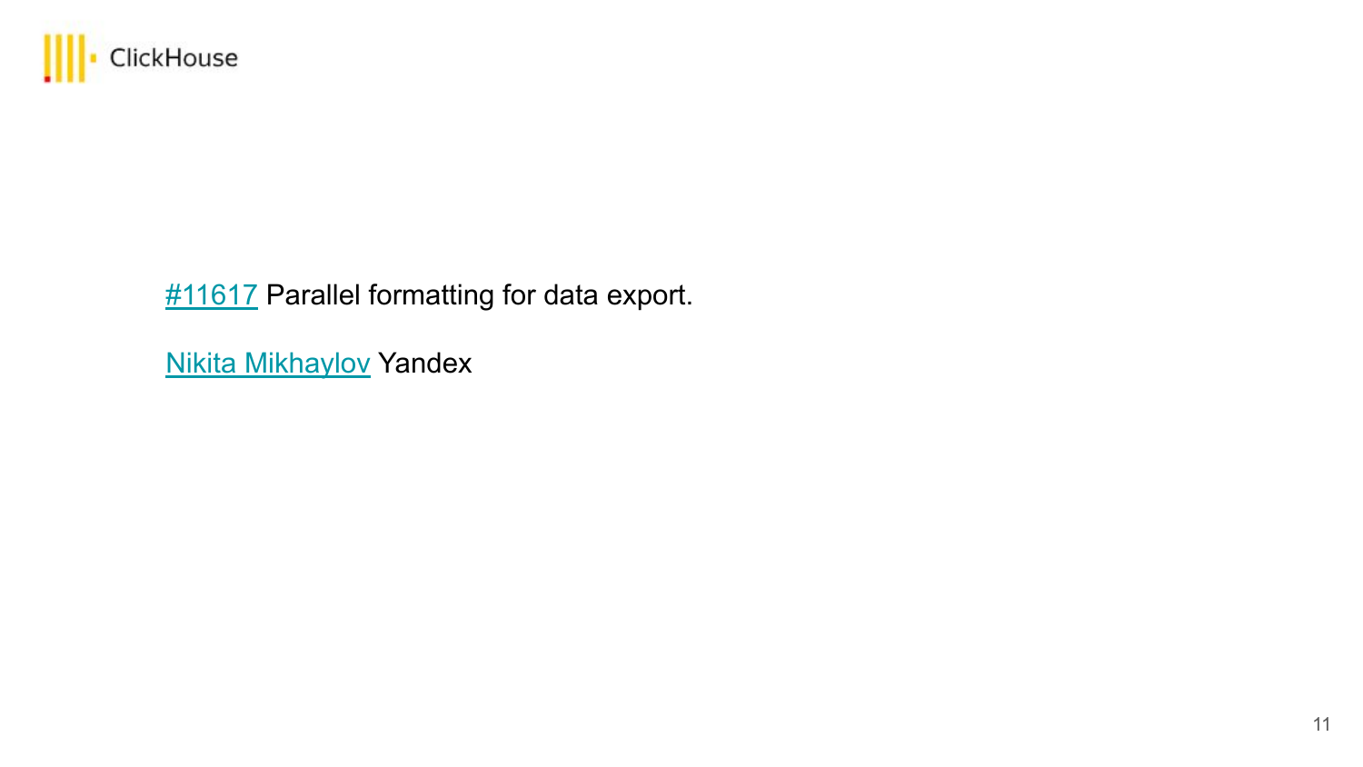#11617 Parallel formatting for data export.

Nikita Mikhaylov Yandex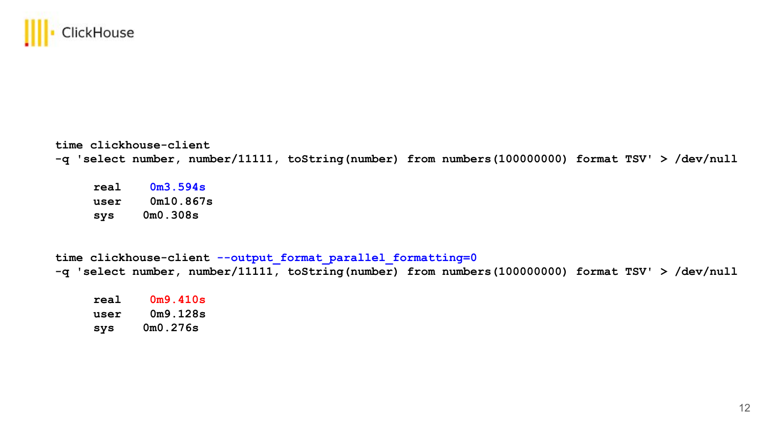```
time clickhouse-client
-q 'select number, number/11111, toString(number) from numbers(100000000) format TSV' > /dev/null

    real    0m3.594s
    user    0m10.867s
    sys     0m0.308s
```

```
time clickhouse-client --output_format_parallel_formatting=0
-q 'select number, number/11111, toString(number) from numbers(100000000) format TSV' > /dev/null

    real    0m9.410s
    user    0m9.128s
    sys     0m0.276s
```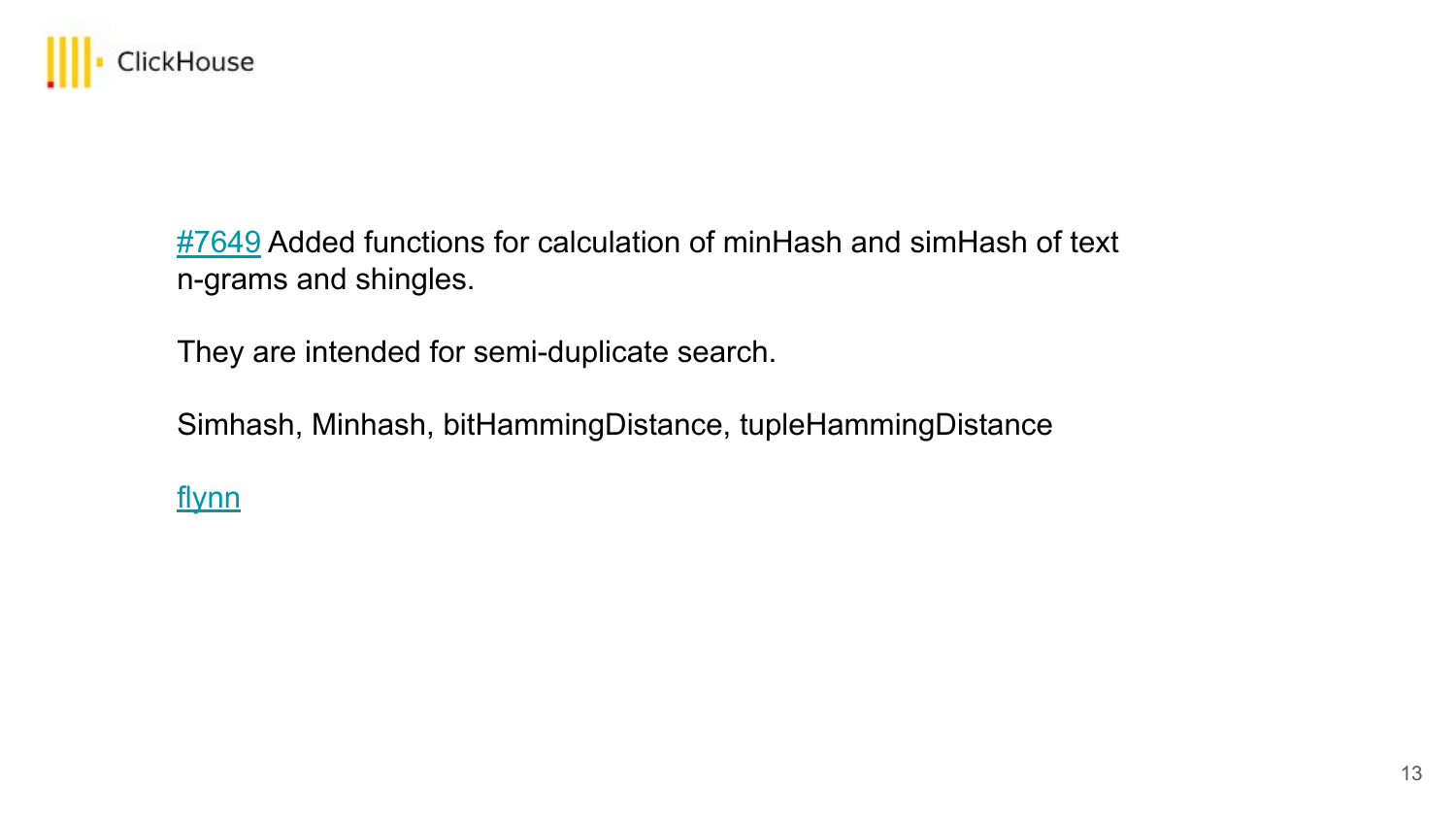#7649 Added functions for calculation of minHash and simHash of text n-grams and shingles.

They are intended for semi-duplicate search.

Simhash, Minhash, bitHammingDistance, tupleHammingDistance

flynn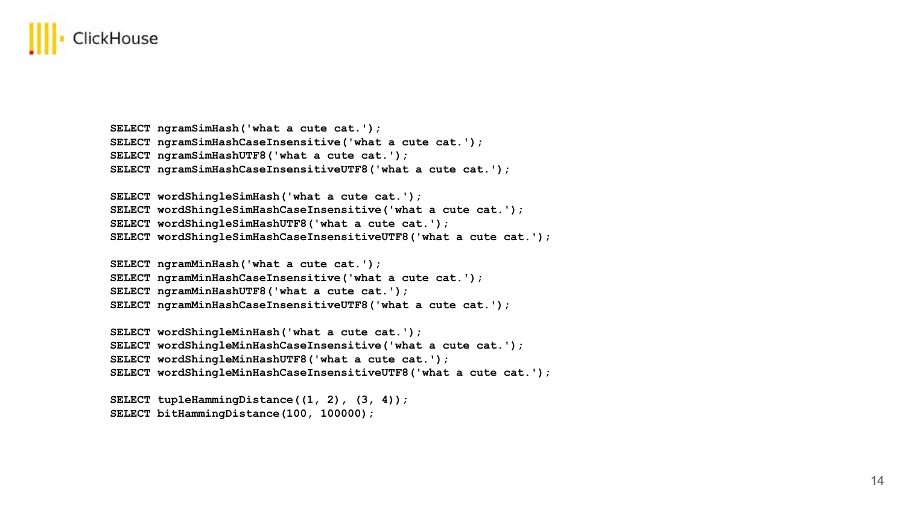```sql
SELECT ngramSimHash('what a cute cat.');
SELECT ngramSimHashCaseInsensitive('what a cute cat.');
SELECT ngramSimHashUTF8('what a cute cat.');
SELECT ngramSimHashCaseInsensitiveUTF8('what a cute cat.');

SELECT wordShingleSimHash('what a cute cat.');
SELECT wordShingleSimHashCaseInsensitive('what a cute cat.');
SELECT wordShingleSimHashUTF8('what a cute cat.');
SELECT wordShingleSimHashCaseInsensitiveUTF8('what a cute cat.');

SELECT ngramMinHash('what a cute cat.');
SELECT ngramMinHashCaseInsensitive('what a cute cat.');
SELECT ngramMinHashUTF8('what a cute cat.');
SELECT ngramMinHashCaseInsensitiveUTF8('what a cute cat.');

SELECT wordShingleMinHash('what a cute cat.');
SELECT wordShingleMinHashCaseInsensitive('what a cute cat.');
SELECT wordShingleMinHashUTF8('what a cute cat.');
SELECT wordShingleMinHashCaseInsensitiveUTF8('what a cute cat.');

SELECT tupleHammingDistance((1, 2), (3, 4));
SELECT bitHammingDistance(100, 100000);
```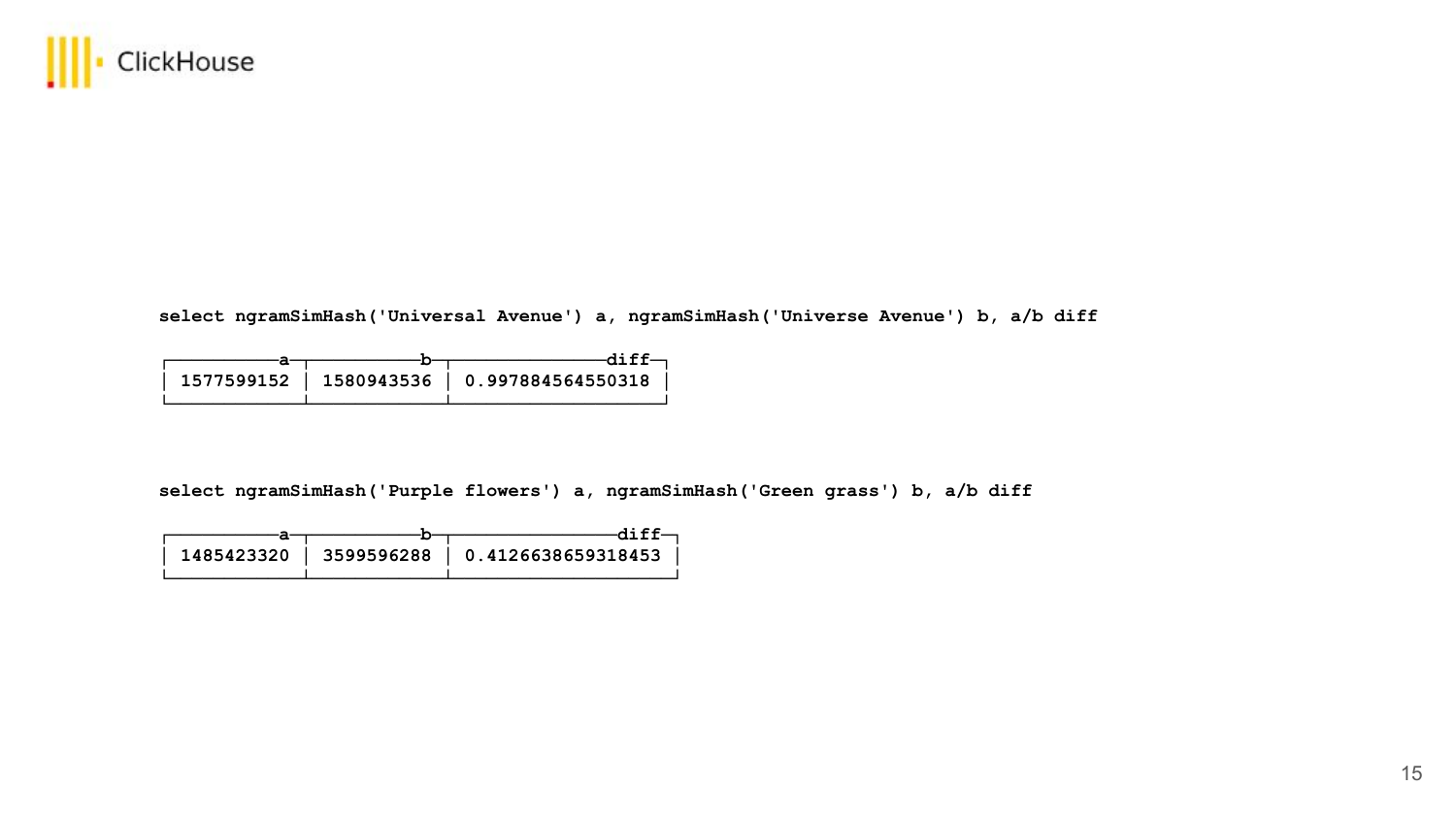```
select ngramSimHash('Universal Avenue') a, ngramSimHash('Universe Avenue') b, a/b diff
```

| a | b | diff |
|---|---|---|
| 1577599152 | 1580943536 | 0.997884564550318 |

```
select ngramSimHash('Purple flowers') a, ngramSimHash('Green grass') b, a/b diff
```

| a | b | diff |
|---|---|---|
| 1485423320 | 3599596288 | 0.4126638659318453 |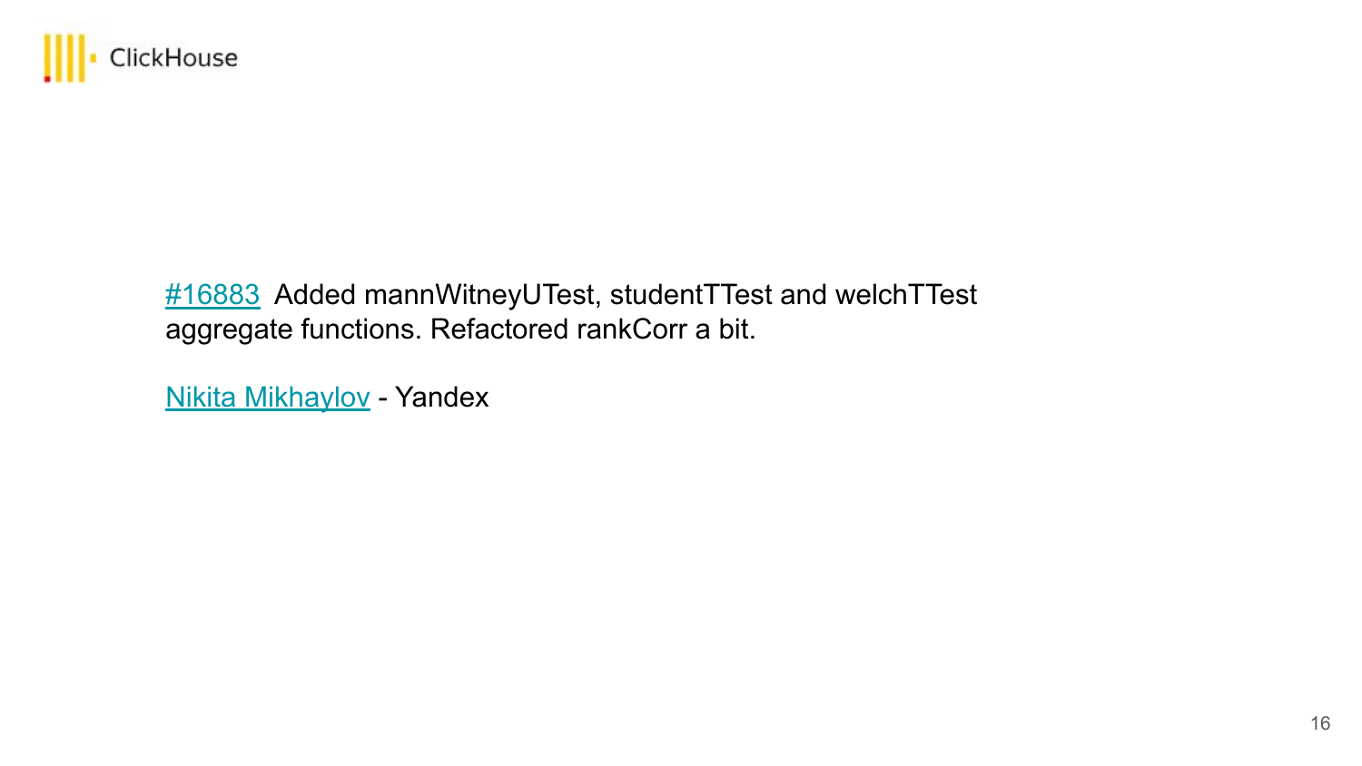#16883 Added mannWitneyUTest, studentTTest and welchTTest aggregate functions. Refactored rankCorr a bit.

Nikita Mikhaylov - Yandex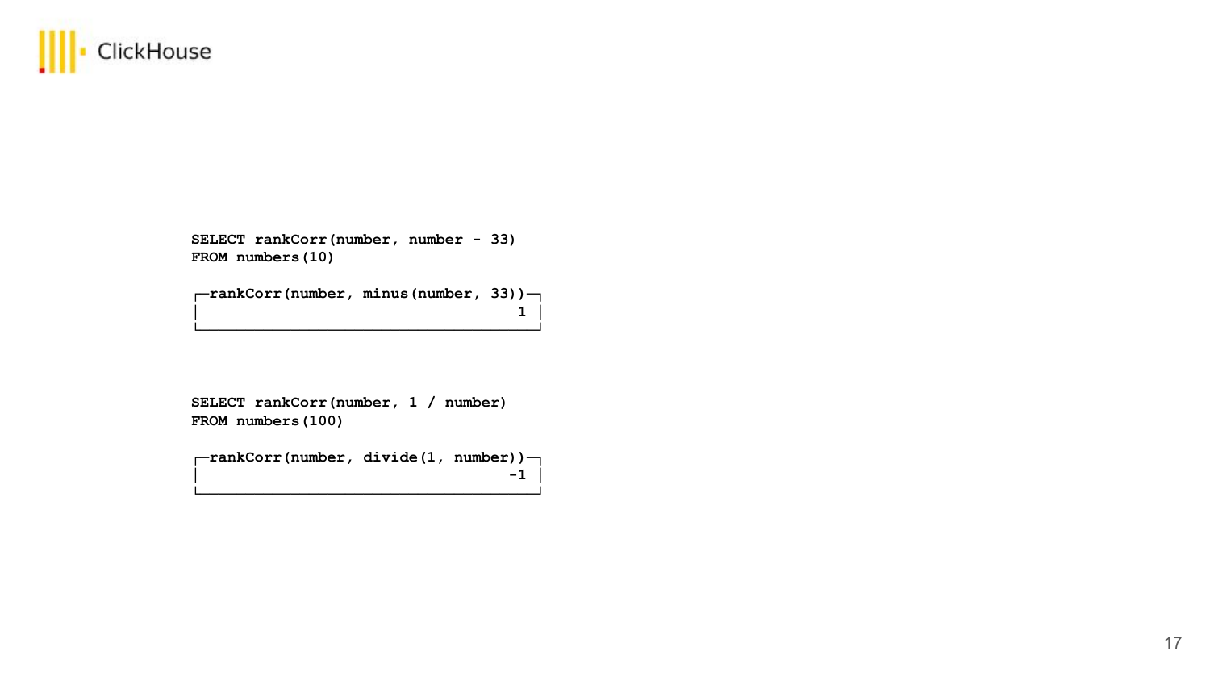```
SELECT rankCorr(number, number - 33)
FROM numbers(10)

┌─rankCorr(number, minus(number, 33))─┐
│                                    1 │
└──────────────────────────────────────┘
```

```
SELECT rankCorr(number, 1 / number)
FROM numbers(100)

┌─rankCorr(number, divide(1, number))─┐
│                                   -1 │
└──────────────────────────────────────┘
```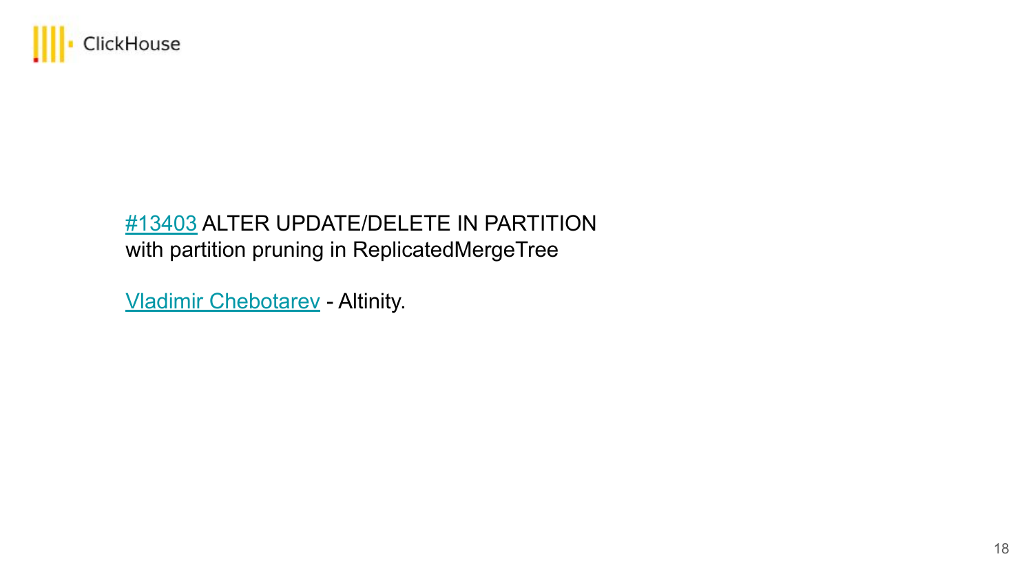#13403 ALTER UPDATE/DELETE IN PARTITION
with partition pruning in ReplicatedMergeTree

Vladimir Chebotarev - Altinity.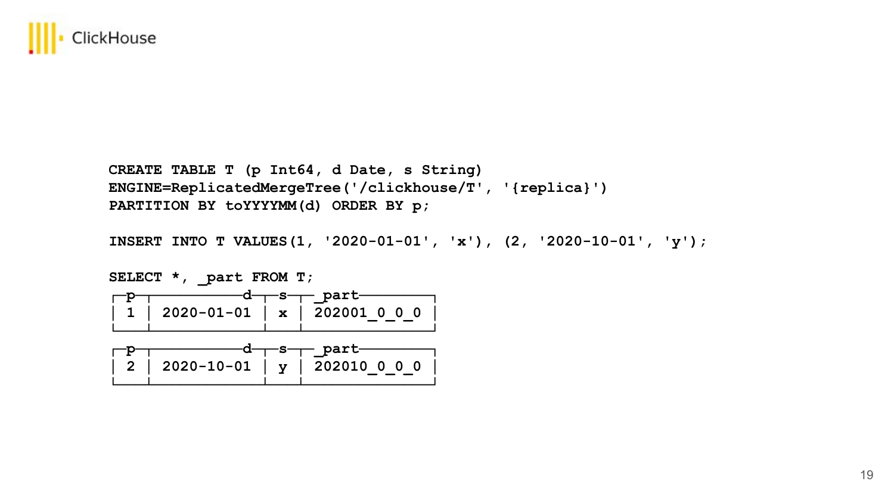```
CREATE TABLE T (p Int64, d Date, s String)
ENGINE=ReplicatedMergeTree('/clickhouse/T', '{replica}')
PARTITION BY toYYYYMM(d) ORDER BY p;

INSERT INTO T VALUES(1, '2020-01-01', 'x'), (2, '2020-10-01', 'y');

SELECT *, _part FROM T;
┌─p─┬──────────d─┬─s─┬─_part────────┐
│ 1 │ 2020-01-01 │ x │ 202001_0_0_0 │
└───┴────────────┴───┴──────────────┘
┌─p─┬──────────d─┬─s─┬─_part────────┐
│ 2 │ 2020-10-01 │ y │ 202010_0_0_0 │
└───┴────────────┴───┴──────────────┘
```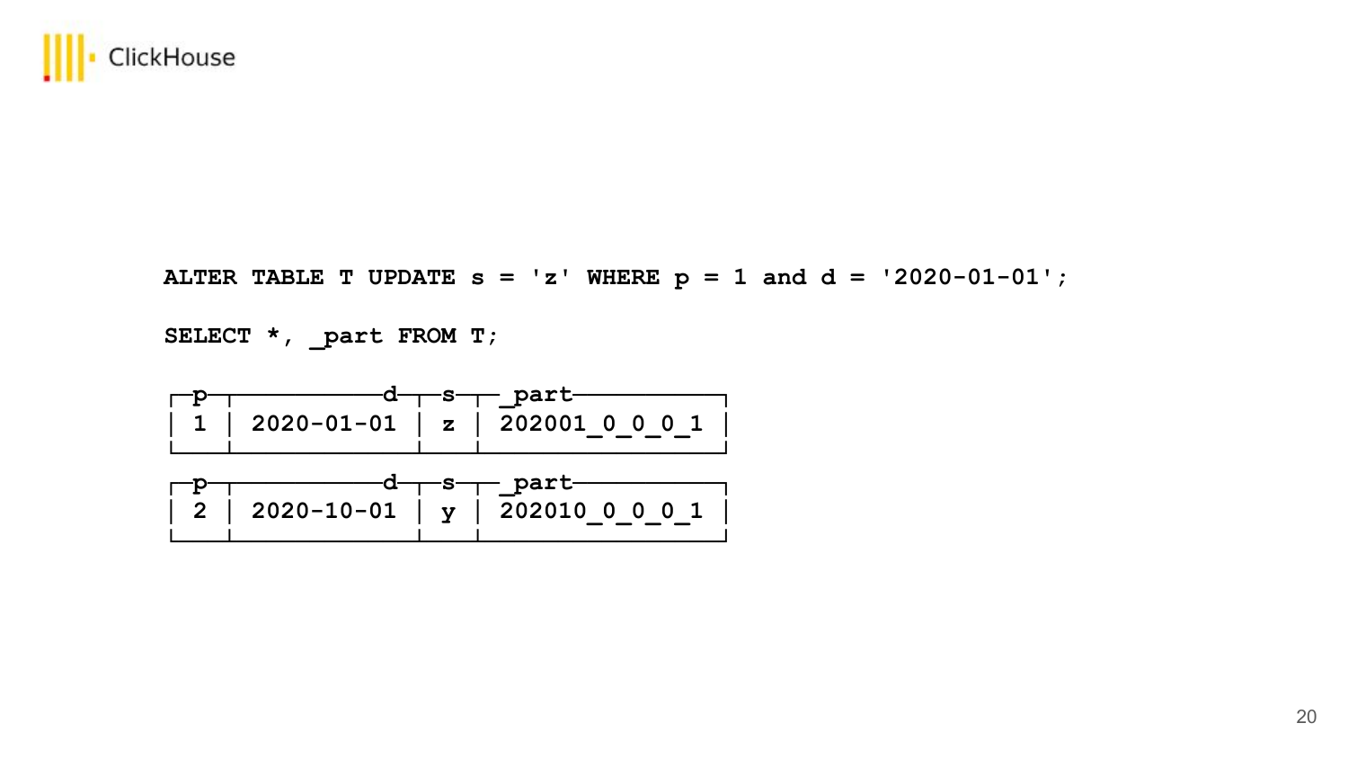```
ALTER TABLE T UPDATE s = 'z' WHERE p = 1 and d = '2020-01-01';

SELECT *, _part FROM T;
```

| p | d | s | _part |
|---|---|---|---|
| 1 | 2020-01-01 | z | 202001_0_0_0_1 |

| p | d | s | _part |
|---|---|---|---|
| 2 | 2020-10-01 | y | 202010_0_0_0_1 |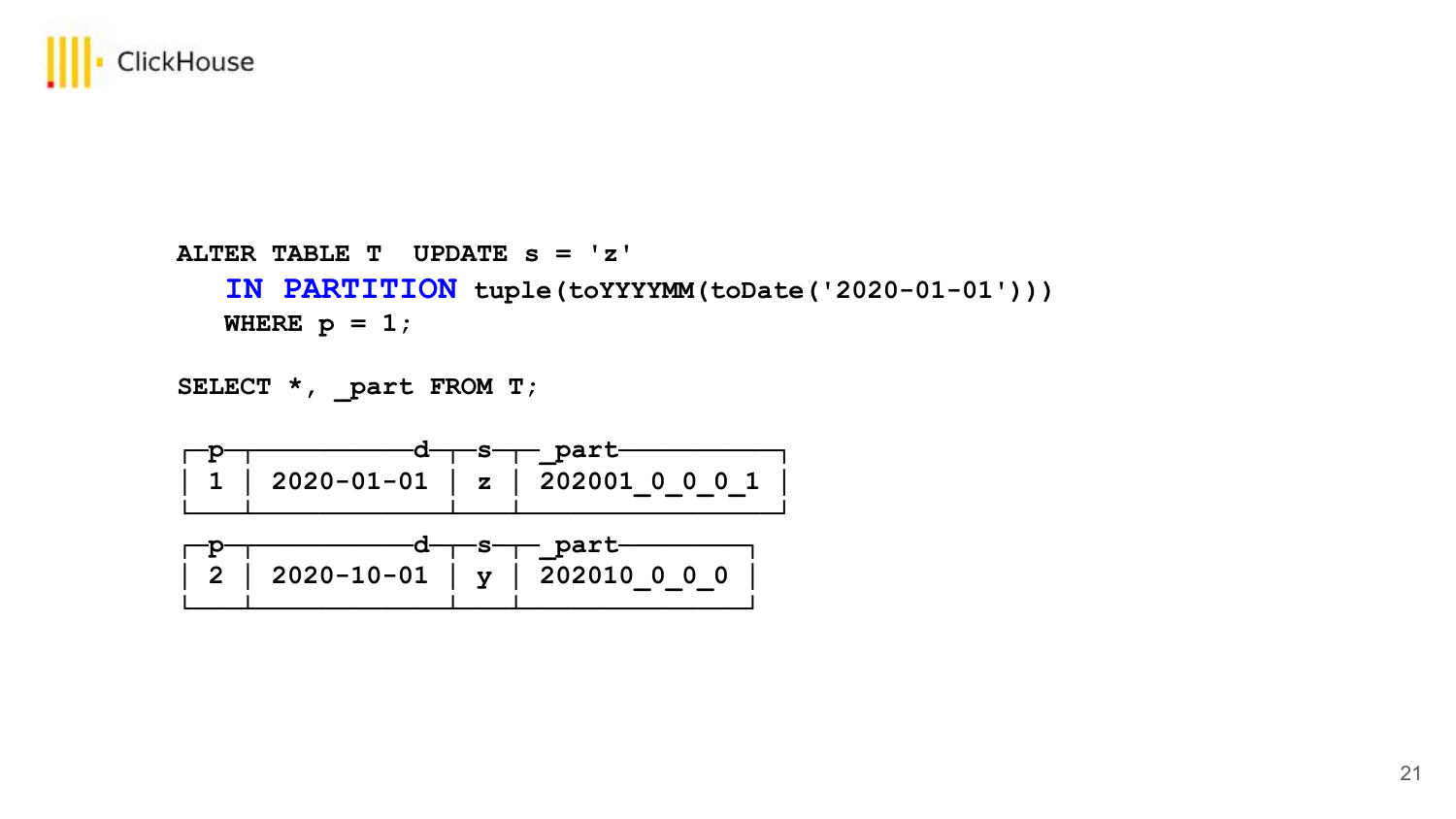```
ALTER TABLE T  UPDATE s = 'z'
   IN PARTITION tuple(toYYYYMM(toDate('2020-01-01')))
   WHERE p = 1;

SELECT *, _part FROM T;
```

| p | d | s | _part |
|---|---|---|---|
| 1 | 2020-01-01 | z | 202001_0_0_0_1 |

| p | d | s | _part |
|---|---|---|---|
| 2 | 2020-10-01 | y | 202010_0_0_0 |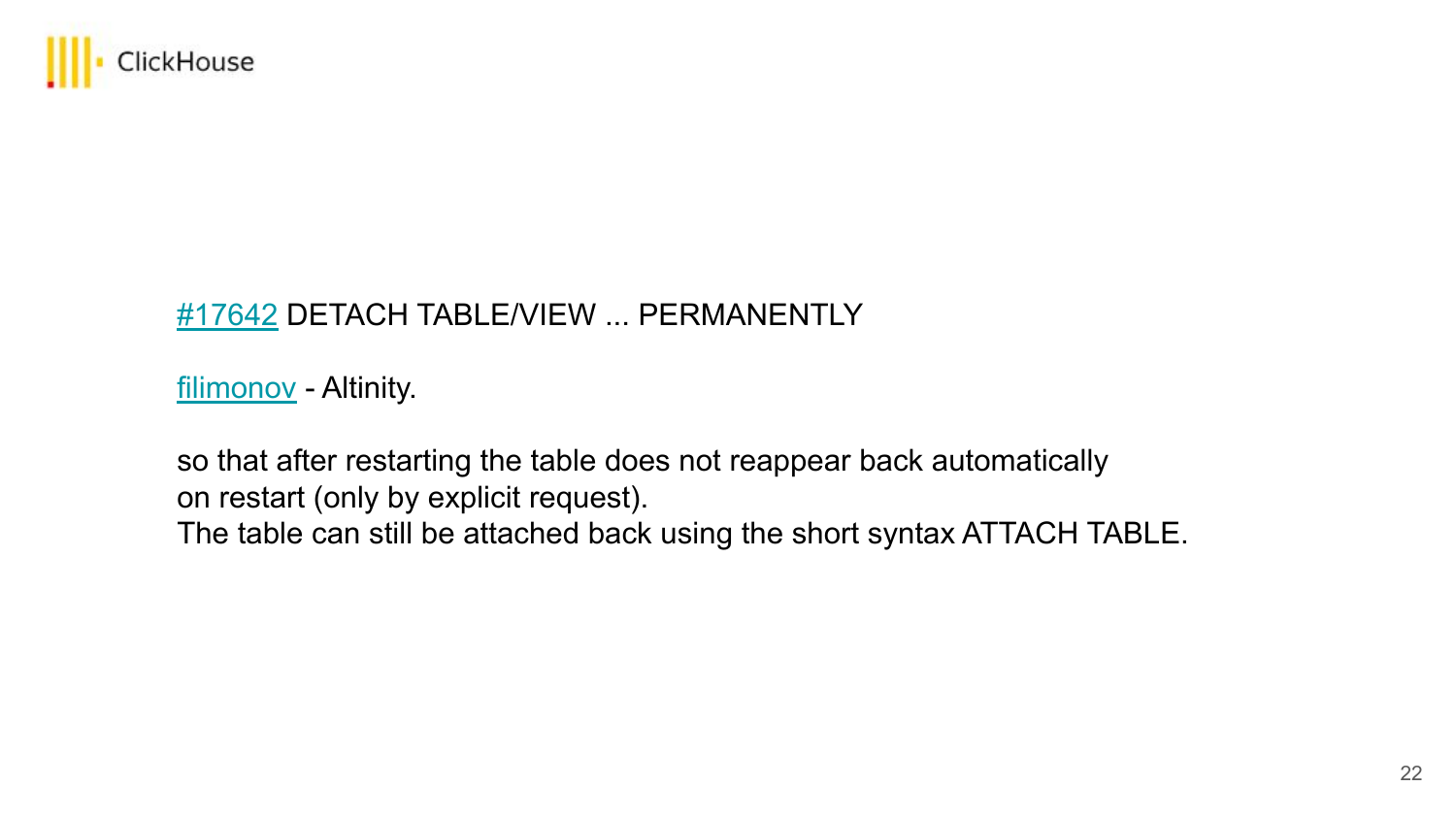#17642 DETACH TABLE/VIEW ... PERMANENTLY

filimonov - Altinity.

so that after restarting the table does not reappear back automatically
on restart (only by explicit request).
The table can still be attached back using the short syntax ATTACH TABLE.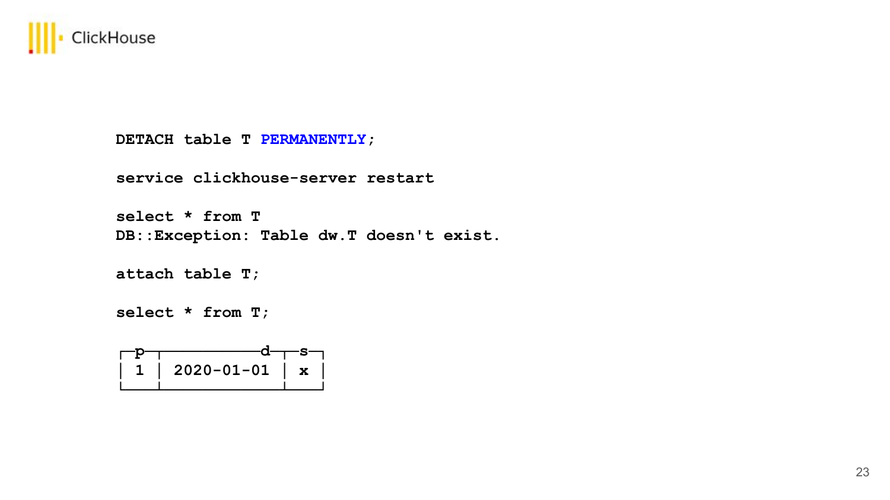```
DETACH table T PERMANENTLY;

service clickhouse-server restart

select * from T
DB::Exception: Table dw.T doesn't exist.

attach table T;

select * from T;

┌─p─┬──────────d─┬─s─┐
│ 1 │ 2020-01-01 │ x │
└───┴────────────┴───┘
```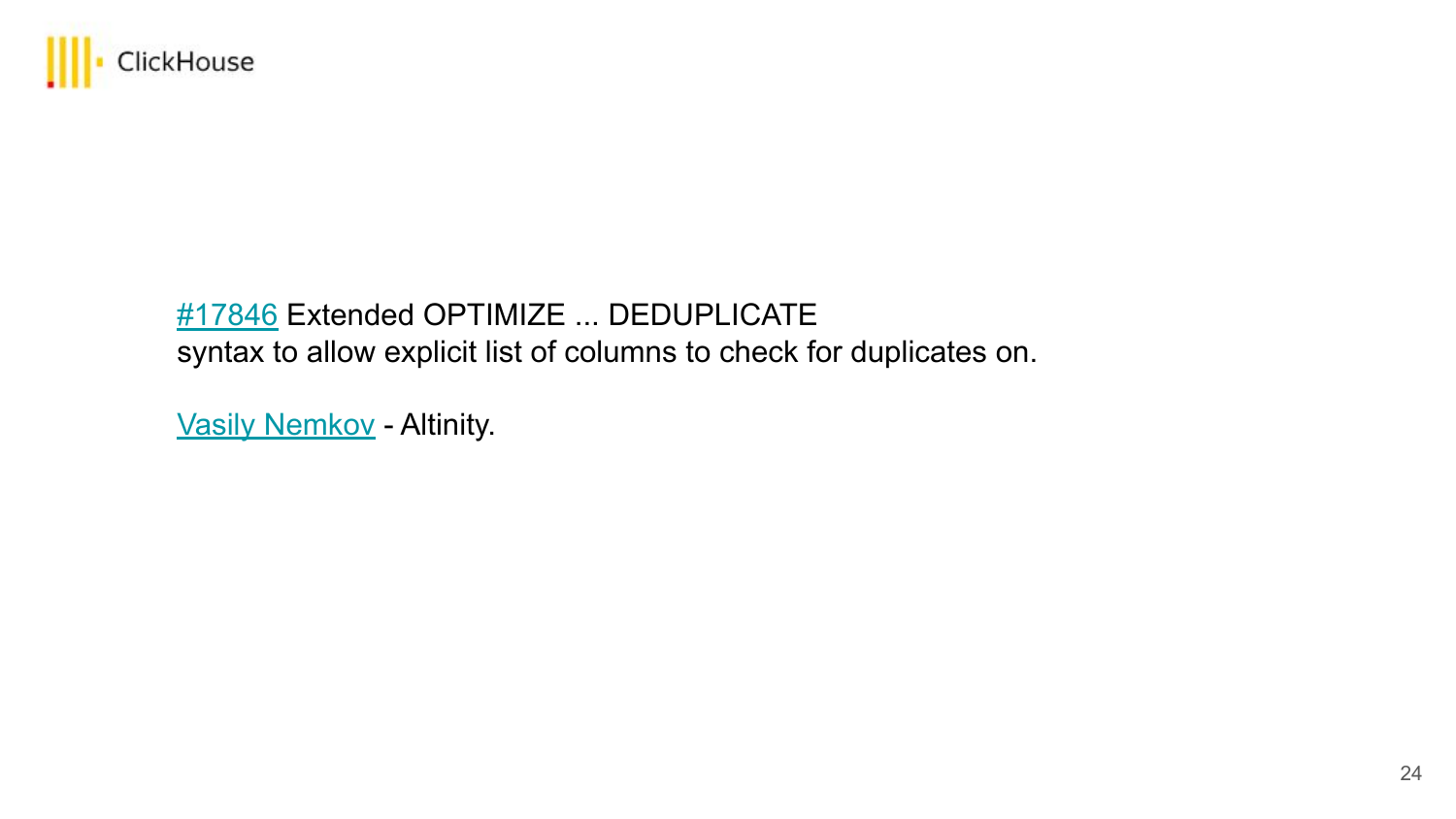#17846 Extended OPTIMIZE ... DEDUPLICATE
syntax to allow explicit list of columns to check for duplicates on.

Vasily Nemkov - Altinity.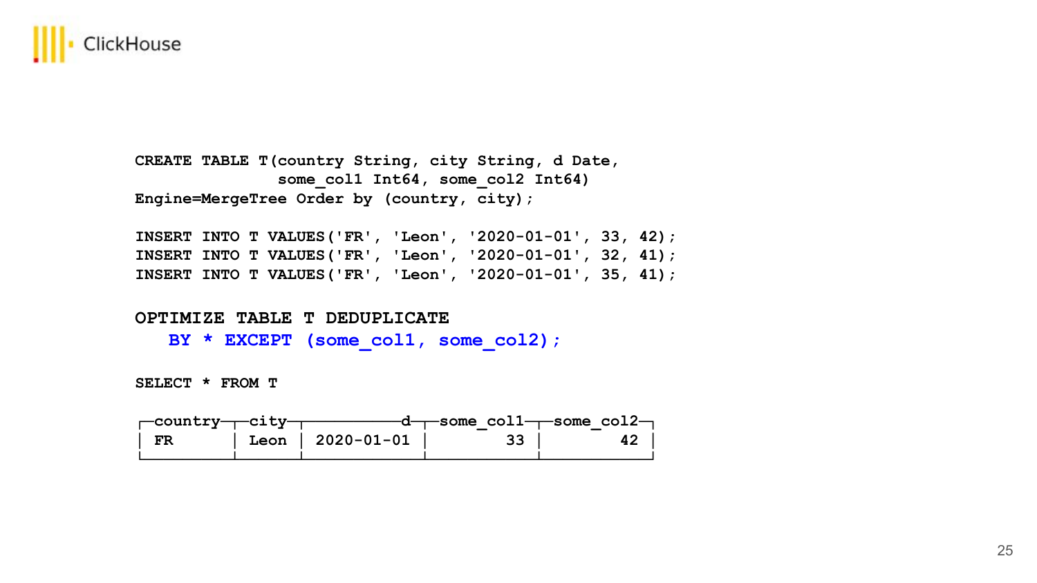```sql
CREATE TABLE T(country String, city String, d Date,
               some_col1 Int64, some_col2 Int64)
Engine=MergeTree Order by (country, city);

INSERT INTO T VALUES('FR', 'Leon', '2020-01-01', 33, 42);
INSERT INTO T VALUES('FR', 'Leon', '2020-01-01', 32, 41);
INSERT INTO T VALUES('FR', 'Leon', '2020-01-01', 35, 41);

OPTIMIZE TABLE T DEDUPLICATE
   BY * EXCEPT (some_col1, some_col2);

SELECT * FROM T
```

| country | city | d | some_col1 | some_col2 |
|---|---|---|---|---|
| FR | Leon | 2020-01-01 | 33 | 42 |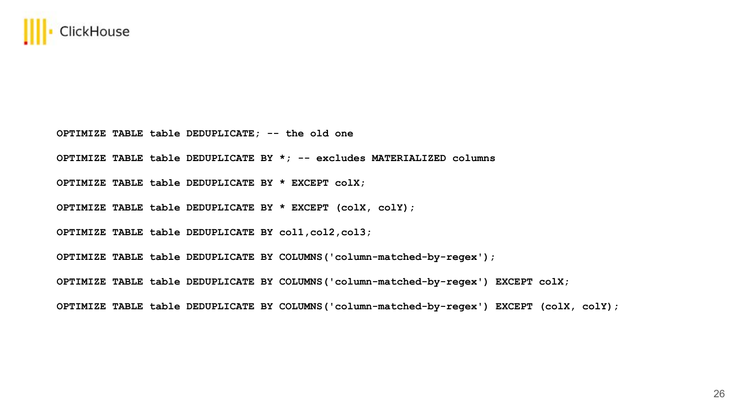```
OPTIMIZE TABLE table DEDUPLICATE; -- the old one

OPTIMIZE TABLE table DEDUPLICATE BY *; -- excludes MATERIALIZED columns

OPTIMIZE TABLE table DEDUPLICATE BY * EXCEPT colX;

OPTIMIZE TABLE table DEDUPLICATE BY * EXCEPT (colX, colY);

OPTIMIZE TABLE table DEDUPLICATE BY col1,col2,col3;

OPTIMIZE TABLE table DEDUPLICATE BY COLUMNS('column-matched-by-regex');

OPTIMIZE TABLE table DEDUPLICATE BY COLUMNS('column-matched-by-regex') EXCEPT colX;

OPTIMIZE TABLE table DEDUPLICATE BY COLUMNS('column-matched-by-regex') EXCEPT (colX, colY);
```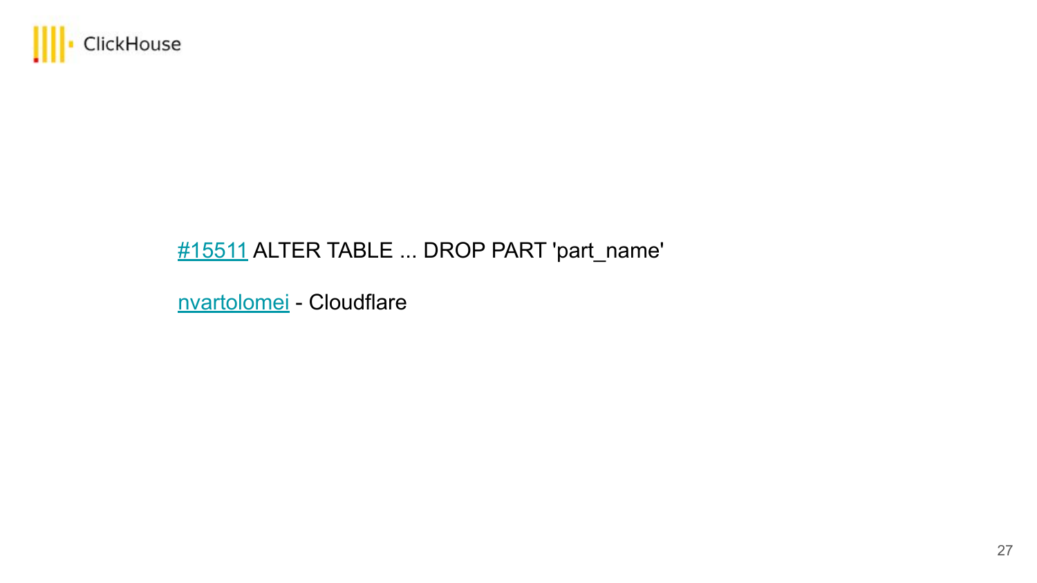#15511 ALTER TABLE ... DROP PART 'part_name'

nvartolomei - Cloudflare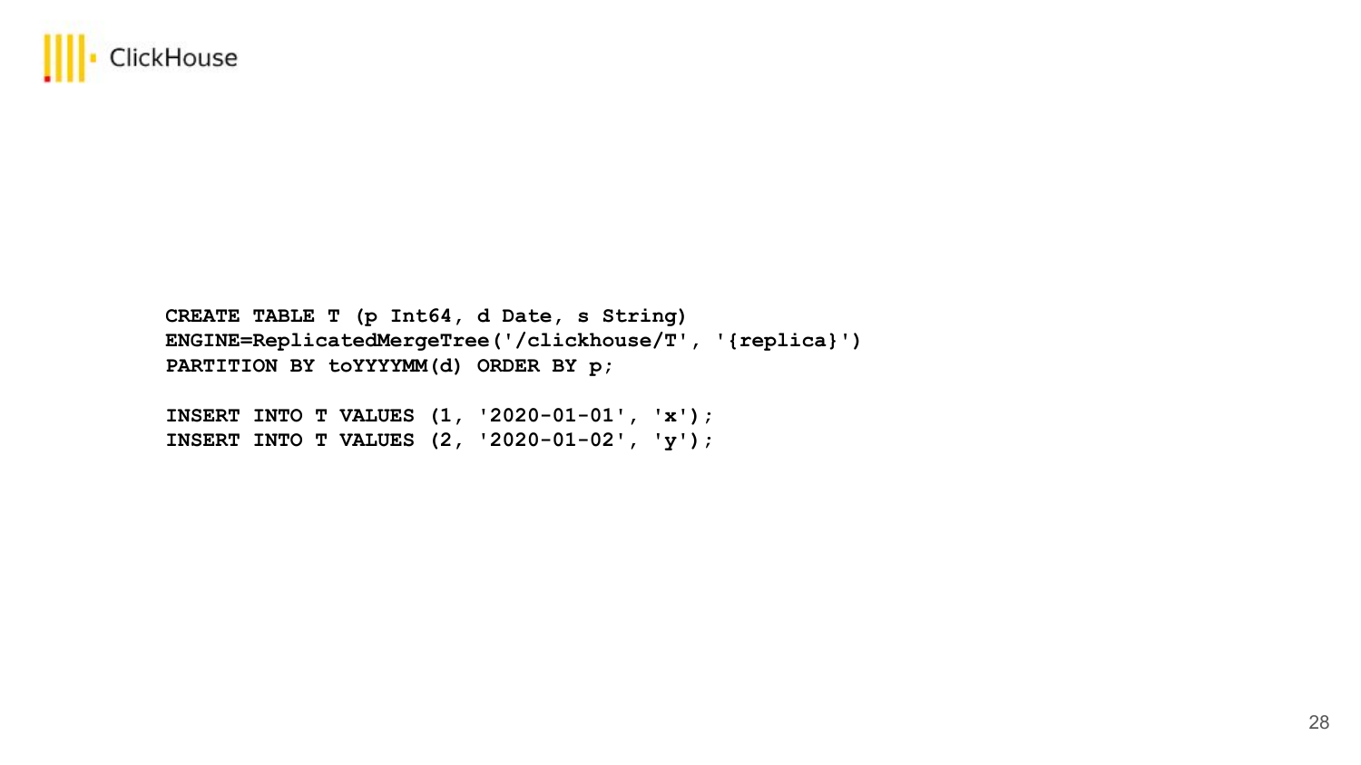```sql
CREATE TABLE T (p Int64, d Date, s String)
ENGINE=ReplicatedMergeTree('/clickhouse/T', '{replica}')
PARTITION BY toYYYYMM(d) ORDER BY p;

INSERT INTO T VALUES (1, '2020-01-01', 'x');
INSERT INTO T VALUES (2, '2020-01-02', 'y');
```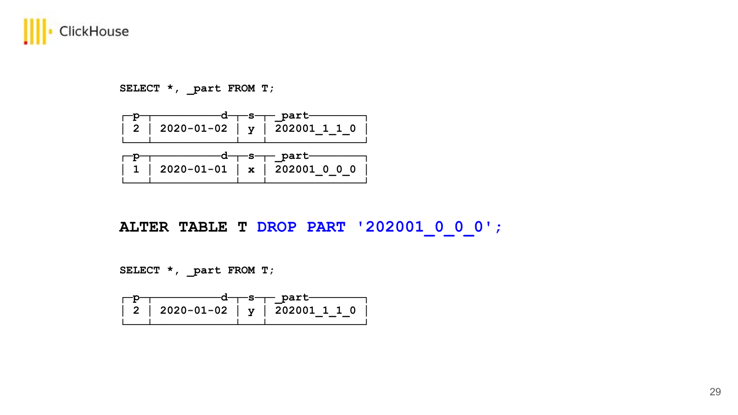```
SELECT *, _part FROM T;
```

| p | d | s | _part |
|---|---|---|---|
| 2 | 2020-01-02 | y | 202001_1_1_0 |

| p | d | s | _part |
|---|---|---|---|
| 1 | 2020-01-01 | x | 202001_0_0_0 |

```
ALTER TABLE T DROP PART '202001_0_0_0';
```

```
SELECT *, _part FROM T;
```

| p | d | s | _part |
|---|---|---|---|
| 2 | 2020-01-02 | y | 202001_1_1_0 |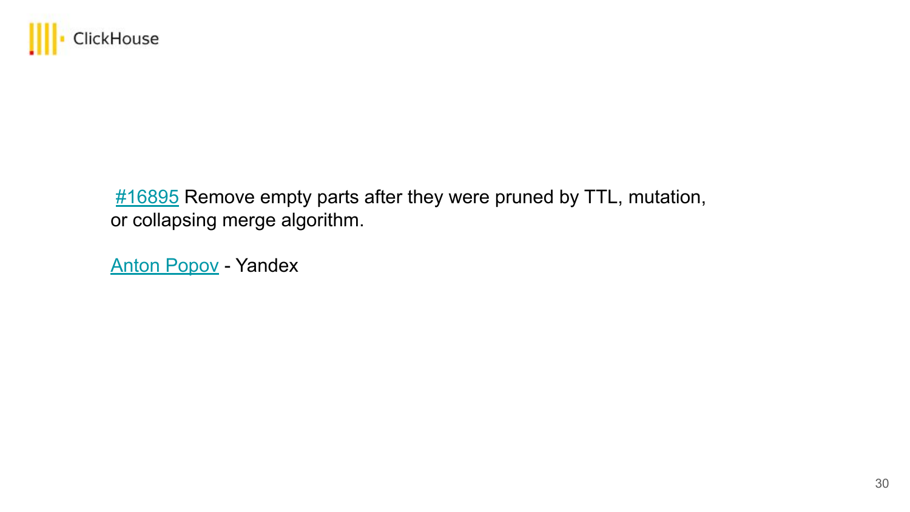#16895 Remove empty parts after they were pruned by TTL, mutation, or collapsing merge algorithm.

Anton Popov - Yandex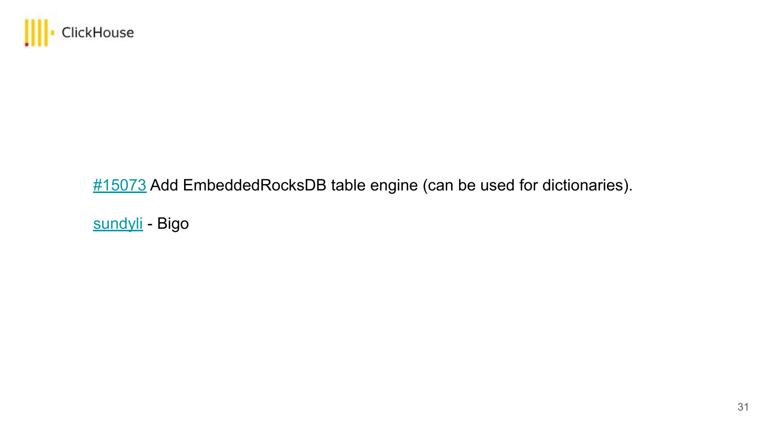#15073 Add EmbeddedRocksDB table engine (can be used for dictionaries).

sundyli - Bigo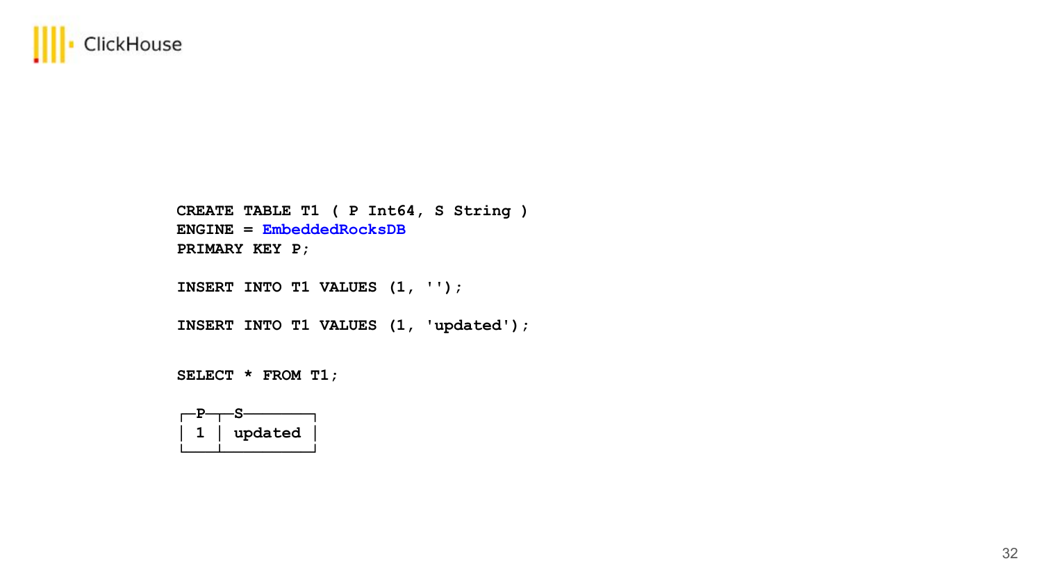```sql
CREATE TABLE T1 ( P Int64, S String )
ENGINE = EmbeddedRocksDB
PRIMARY KEY P;

INSERT INTO T1 VALUES (1, '');

INSERT INTO T1 VALUES (1, 'updated');


SELECT * FROM T1;
```

| P | S |
| --- | --- |
| 1 | updated |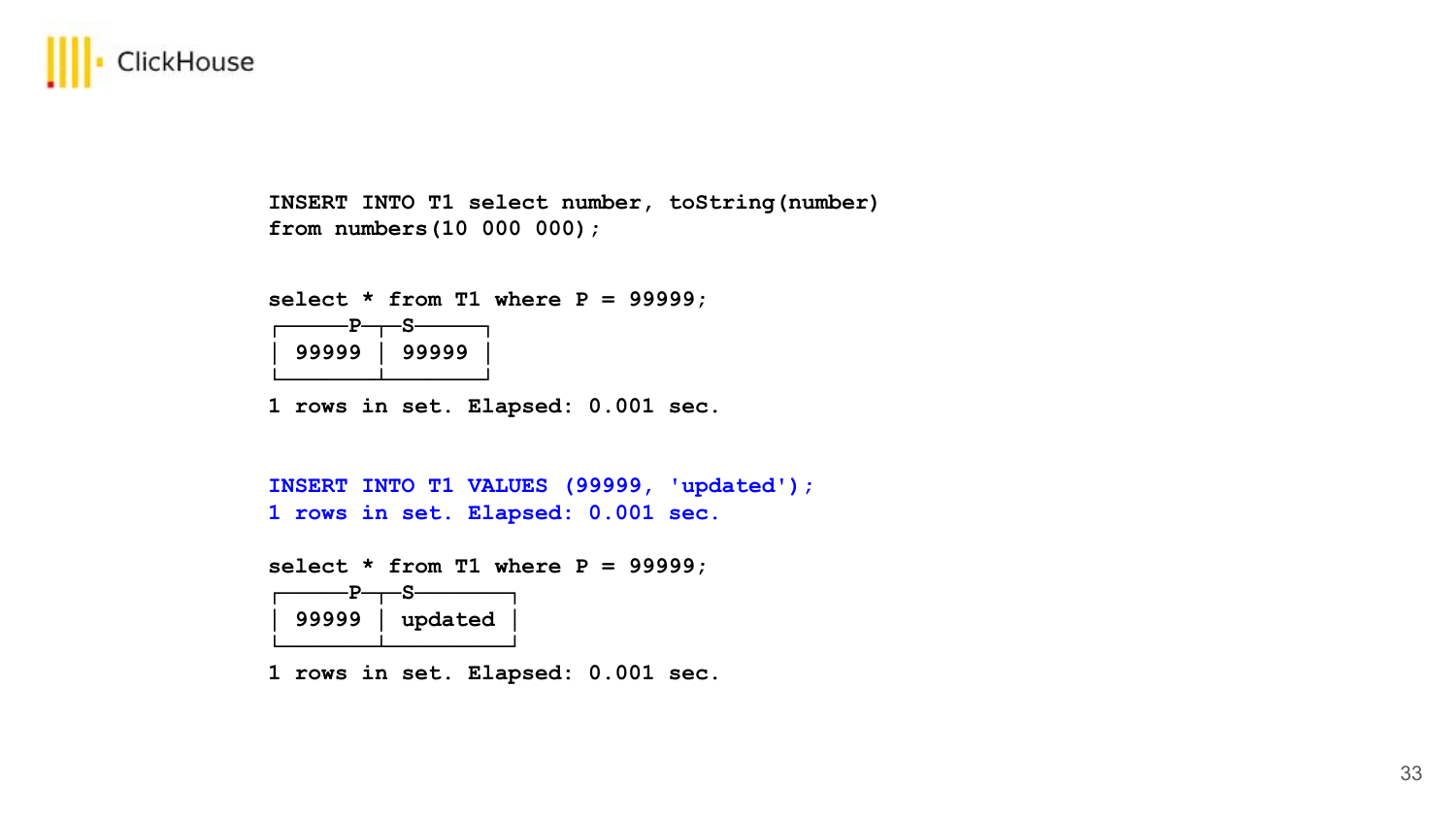```
INSERT INTO T1 select number, toString(number)
from numbers(10 000 000);

select * from T1 where P = 99999;
┌─────P─┬─S─────┐
│ 99999 │ 99999 │
└───────┴───────┘

1 rows in set. Elapsed: 0.001 sec.

INSERT INTO T1 VALUES (99999, 'updated');
1 rows in set. Elapsed: 0.001 sec.

select * from T1 where P = 99999;
┌─────P─┬─S───────┐
│ 99999 │ updated │
└───────┴─────────┘

1 rows in set. Elapsed: 0.001 sec.
```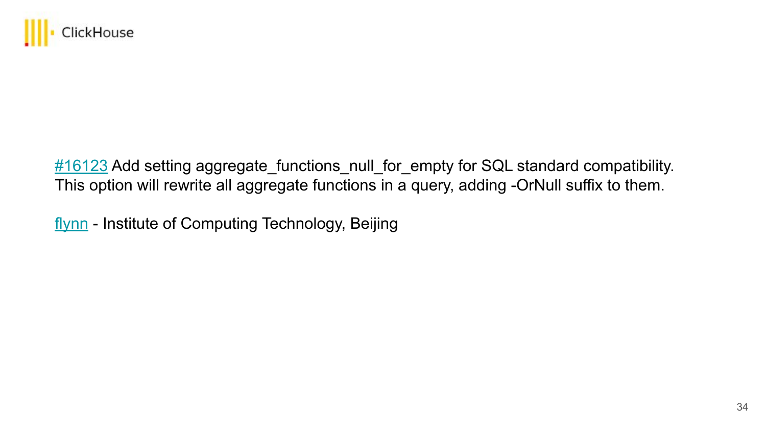#16123 Add setting aggregate_functions_null_for_empty for SQL standard compatibility. This option will rewrite all aggregate functions in a query, adding -OrNull suffix to them.

flynn - Institute of Computing Technology, Beijing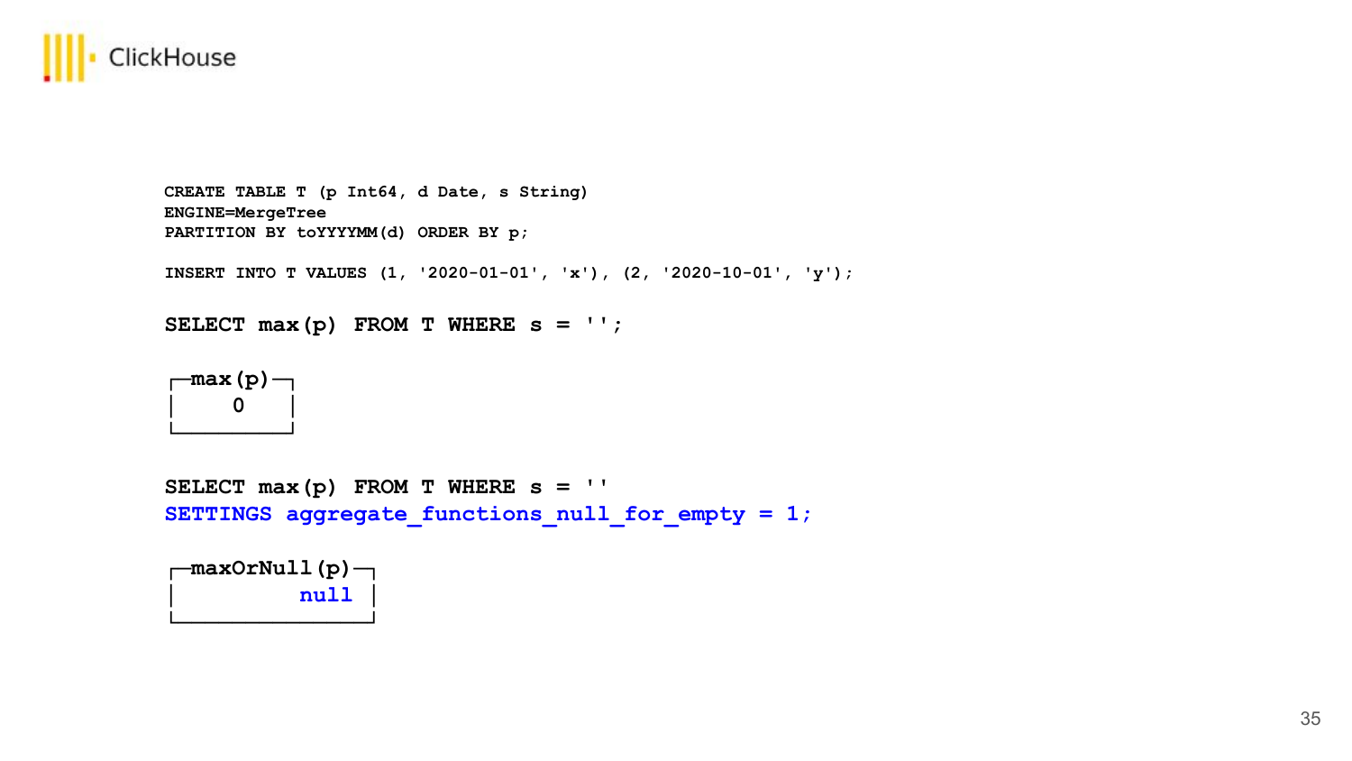```sql
CREATE TABLE T (p Int64, d Date, s String)
ENGINE=MergeTree
PARTITION BY toYYYYMM(d) ORDER BY p;

INSERT INTO T VALUES (1, '2020-01-01', 'x'), (2, '2020-10-01', 'y');
```

```sql
SELECT max(p) FROM T WHERE s = '';
```

```
┌─max(p)─┐
│    0   │
└────────┘
```

```sql
SELECT max(p) FROM T WHERE s = ''
SETTINGS aggregate_functions_null_for_empty = 1;
```

```
┌─maxOrNull(p)─┐
│         null │
└──────────────┘
```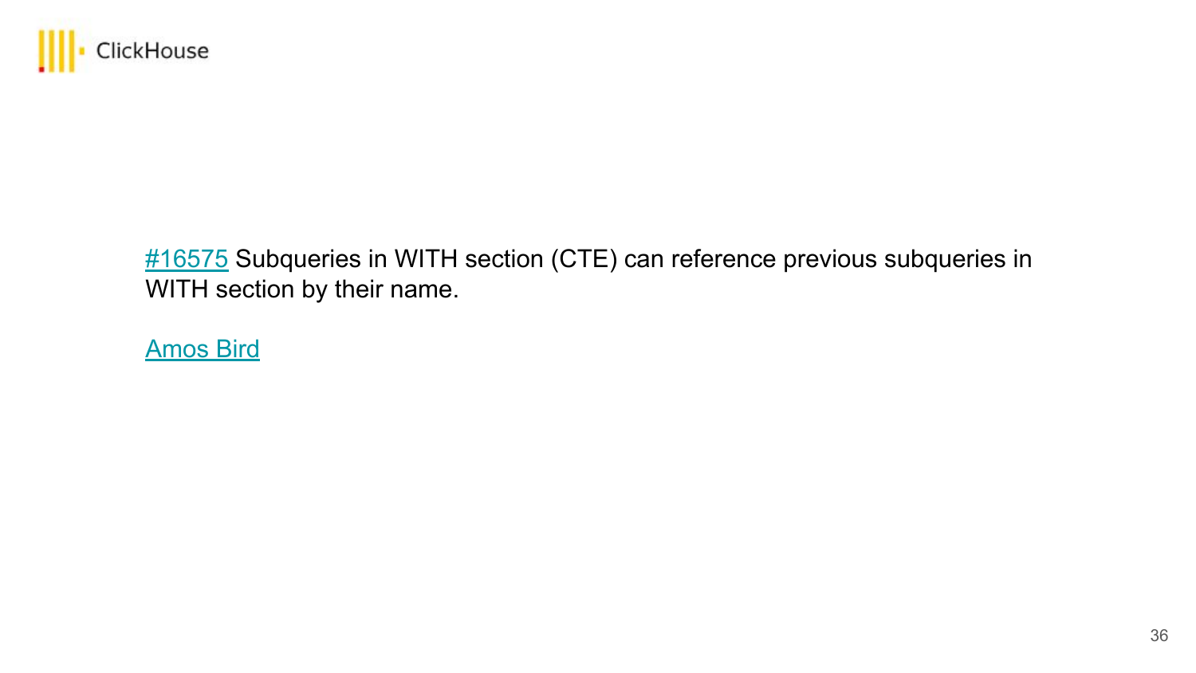#16575 Subqueries in WITH section (CTE) can reference previous subqueries in WITH section by their name.

Amos Bird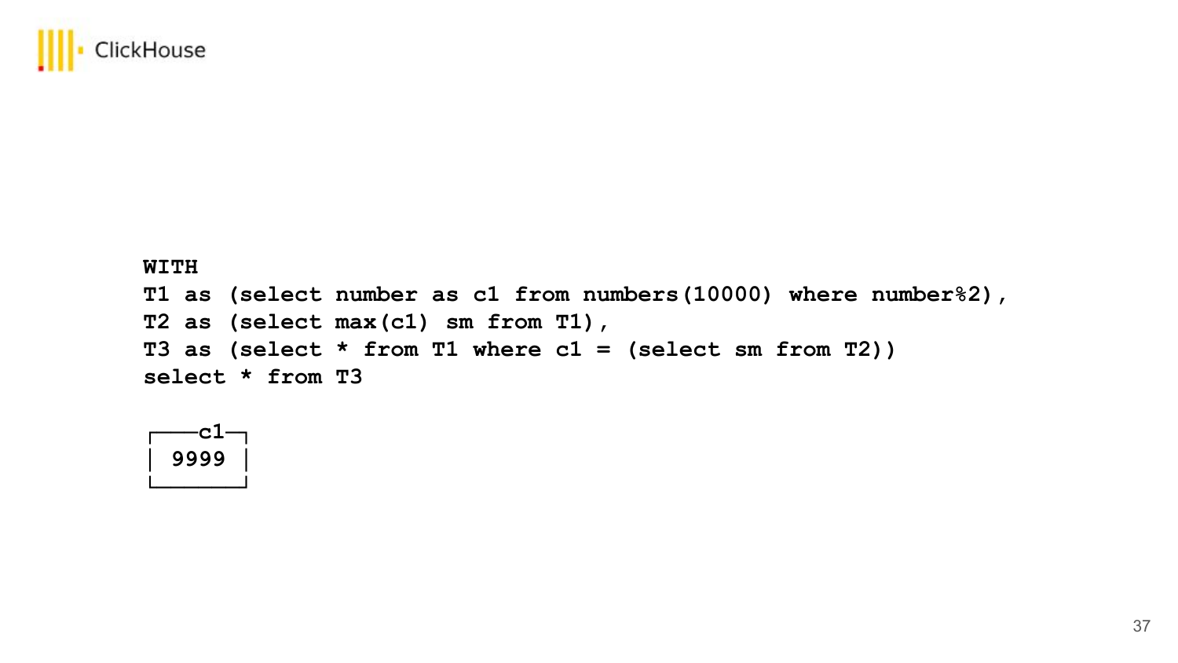```
WITH
T1 as (select number as c1 from numbers(10000) where number%2),
T2 as (select max(c1) sm from T1),
T3 as (select * from T1 where c1 = (select sm from T2))
select * from T3
```

```
┌──c1─┐
│ 9999 │
└──────┘
```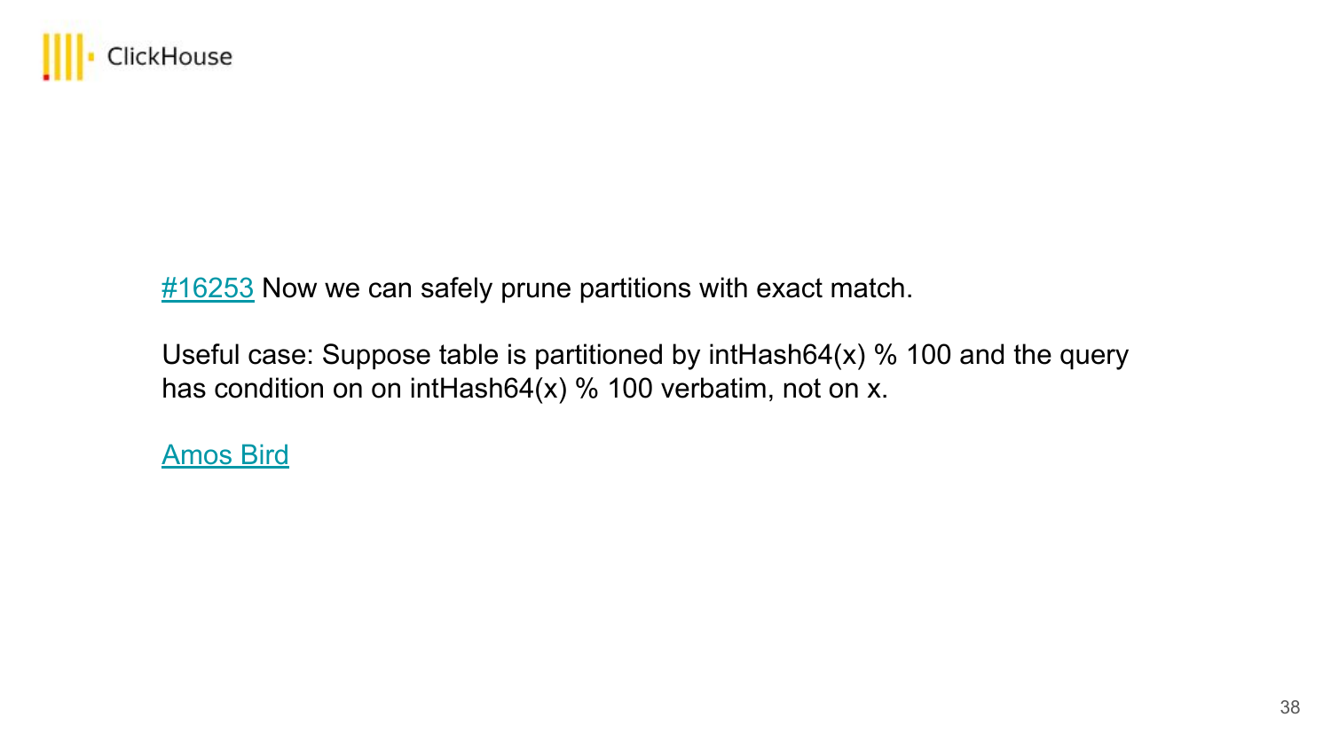#16253 Now we can safely prune partitions with exact match.

Useful case: Suppose table is partitioned by intHash64(x) % 100 and the query has condition on on intHash64(x) % 100 verbatim, not on x.

Amos Bird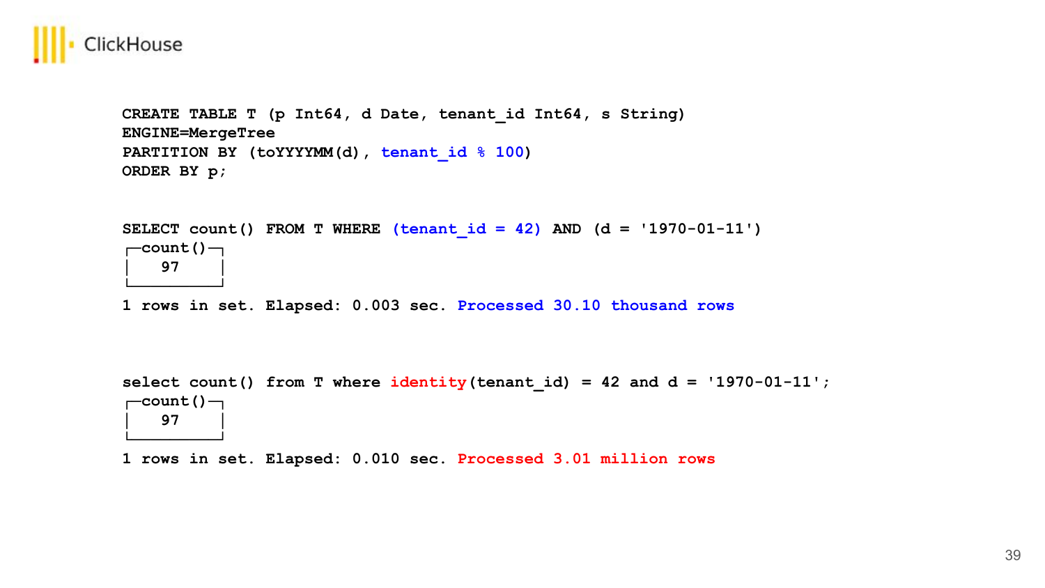```
CREATE TABLE T (p Int64, d Date, tenant_id Int64, s String)
ENGINE=MergeTree
PARTITION BY (toYYYYMM(d), tenant_id % 100)
ORDER BY p;
```

```
SELECT count() FROM T WHERE (tenant_id = 42) AND (d = '1970-01-11')
┌─count()─┐
│    97   │
└─────────┘
1 rows in set. Elapsed: 0.003 sec. Processed 30.10 thousand rows
```

```
select count() from T where identity(tenant_id) = 42 and d = '1970-01-11';
┌─count()─┐
│    97   │
└─────────┘
1 rows in set. Elapsed: 0.010 sec. Processed 3.01 million rows
```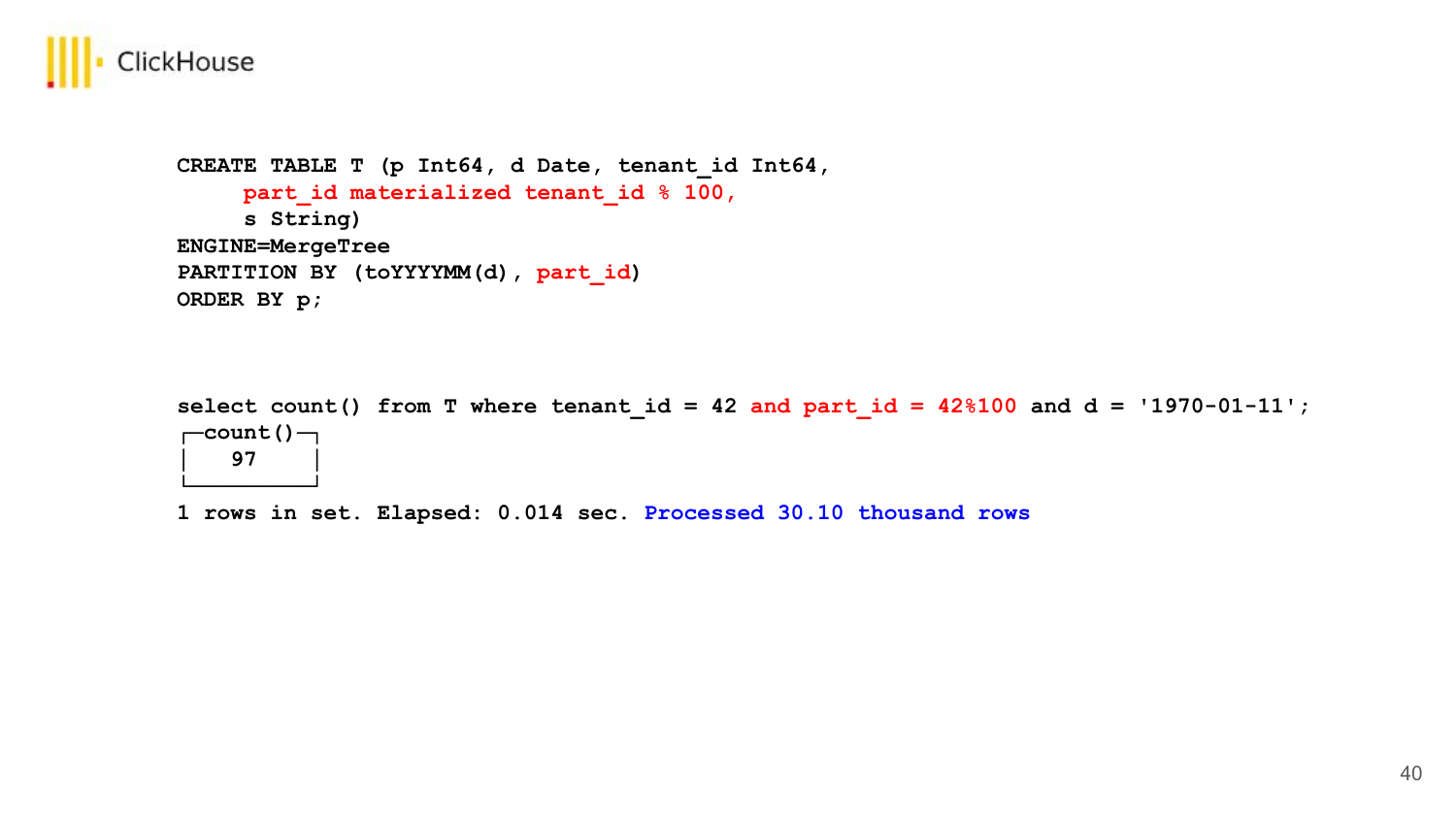```
CREATE TABLE T (p Int64, d Date, tenant_id Int64,
     part_id materialized tenant_id % 100,
     s String)
ENGINE=MergeTree
PARTITION BY (toYYYYMM(d), part_id)
ORDER BY p;
```

```
select count() from T where tenant_id = 42 and part_id = 42%100 and d = '1970-01-11';
┌─count()─┐
│    97   │
└─────────┘

1 rows in set. Elapsed: 0.014 sec. Processed 30.10 thousand rows
```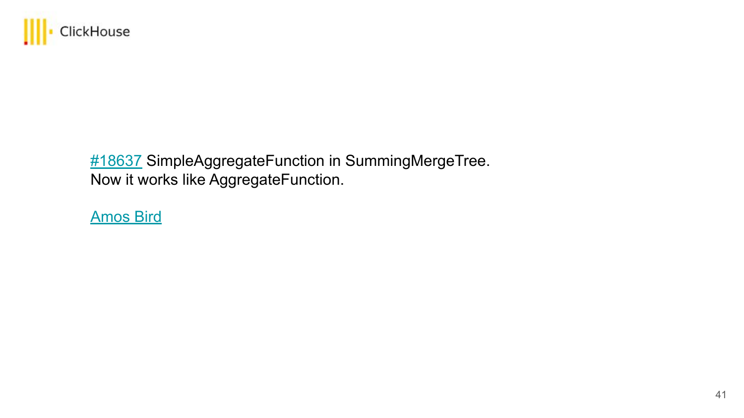#18637 SimpleAggregateFunction in SummingMergeTree.
Now it works like AggregateFunction.

Amos Bird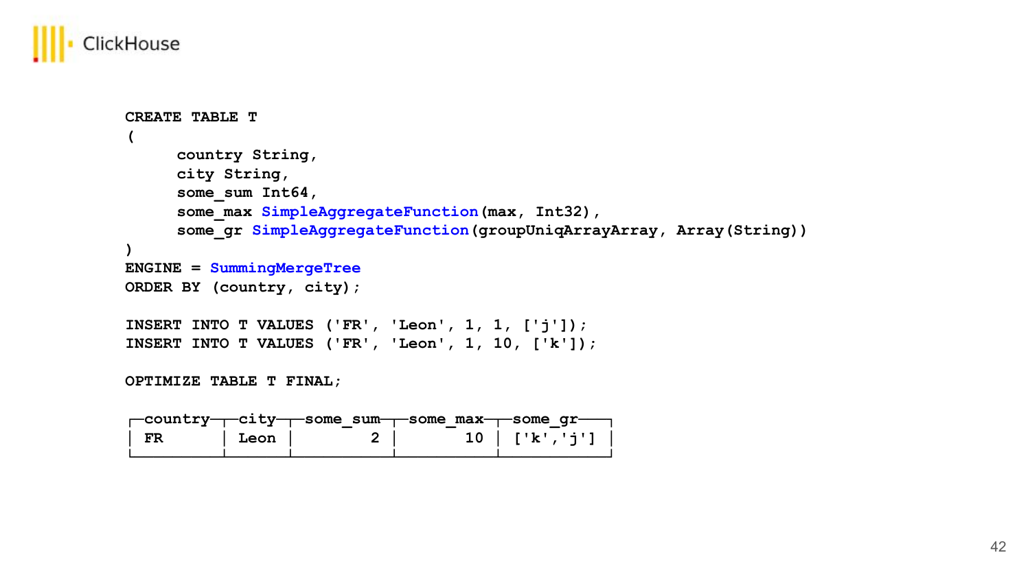```
CREATE TABLE T
(
      country String,
      city String,
      some_sum Int64,
      some_max SimpleAggregateFunction(max, Int32),
      some_gr SimpleAggregateFunction(groupUniqArrayArray, Array(String))
)
ENGINE = SummingMergeTree
ORDER BY (country, city);

INSERT INTO T VALUES ('FR', 'Leon', 1, 1, ['j']);
INSERT INTO T VALUES ('FR', 'Leon', 1, 10, ['k']);

OPTIMIZE TABLE T FINAL;
```

| country | city | some_sum | some_max | some_gr |
|---|---|---|---|---|
| FR | Leon | 2 | 10 | ['k','j'] |